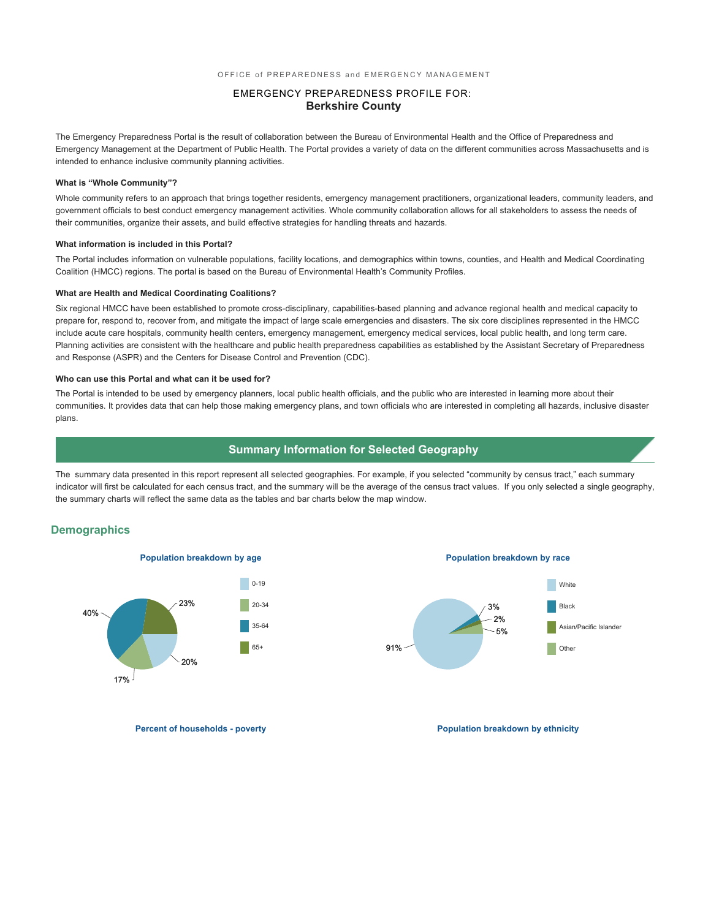OFFICE of PREPAREDNESS and EMERGENCY MANAGEMENT

# EMERGENCY PREPAREDNESS PROFILE FOR:
# **Berkshire County**

The Emergency Preparedness Portal is the result of collaboration between the Bureau of Environmental Health and the Office of Preparedness and Emergency Management at the Department of Public Health. The Portal provides a variety of data on the different communities across Massachusetts and is intended to enhance inclusive community planning activities.

### What is "Whole Community"?

Whole community refers to an approach that brings together residents, emergency management practitioners, organizational leaders, community leaders, and government officials to best conduct emergency management activities. Whole community collaboration allows for all stakeholders to assess the needs of their communities, organize their assets, and build effective strategies for handling threats and hazards.

### What information is included in this Portal?

The Portal includes information on vulnerable populations, facility locations, and demographics within towns, counties, and Health and Medical Coordinating Coalition (HMCC) regions. The portal is based on the Bureau of Environmental Health's Community Profiles.

### What are Health and Medical Coordinating Coalitions?

Six regional HMCC have been established to promote cross-disciplinary, capabilities-based planning and advance regional health and medical capacity to prepare for, respond to, recover from, and mitigate the impact of large scale emergencies and disasters. The six core disciplines represented in the HMCC include acute care hospitals, community health centers, emergency management, emergency medical services, local public health, and long term care. Planning activities are consistent with the healthcare and public health preparedness capabilities as established by the Assistant Secretary of Preparedness and Response (ASPR) and the Centers for Disease Control and Prevention (CDC).

### Who can use this Portal and what can it be used for?

The Portal is intended to be used by emergency planners, local public health officials, and the public who are interested in learning more about their communities. It provides data that can help those making emergency plans, and town officials who are interested in completing all hazards, inclusive disaster plans.

## Summary Information for Selected Geography

The summary data presented in this report represent all selected geographies. For example, if you selected "community by census tract," each summary indicator will first be calculated for each census tract, and the summary will be the average of the census tract values. If you only selected a single geography, the summary charts will reflect the same data as the tables and bar charts below the map window.

## Demographics

**Population breakdown by age**

| Age | Percent |
| --- | --- |
| 0-19 | 20% |
| 20-34 | 17% |
| 35-64 | 40% |
| 65+ | 23% |

**Population breakdown by race**

| Race | Percent |
| --- | --- |
| White | 91% |
| Black | 3% |
| Asian/Pacific Islander | 2% |
| Other | 5% |

**Percent of households - poverty**

**Population breakdown by ethnicity**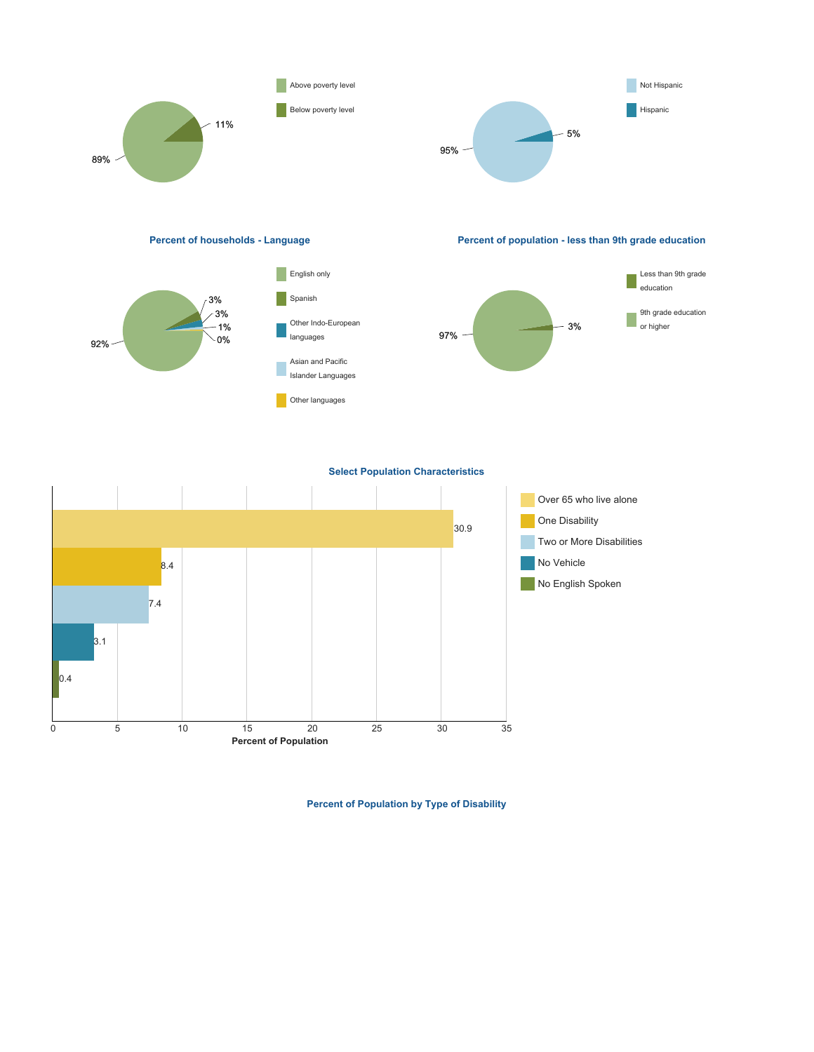Above poverty level

Below poverty level

89%

11%

Not Hispanic

Hispanic

95%

5%

**Percent of households - Language**

English only

Spanish

Other Indo-European languages

Asian and Pacific Islander Languages

Other languages

92%

3%

3%

1%

0%

**Percent of population - less than 9th grade education**

Less than 9th grade education

9th grade education or higher

97%

3%

**Select Population Characteristics**

| Characteristic | Percent of Population |
| --- | --- |
| Over 65 who live alone | 30.9 |
| One Disability | 8.4 |
| Two or More Disabilities | 7.4 |
| No Vehicle | 3.1 |
| No English Spoken | 0.4 |

**Percent of Population by Type of Disability**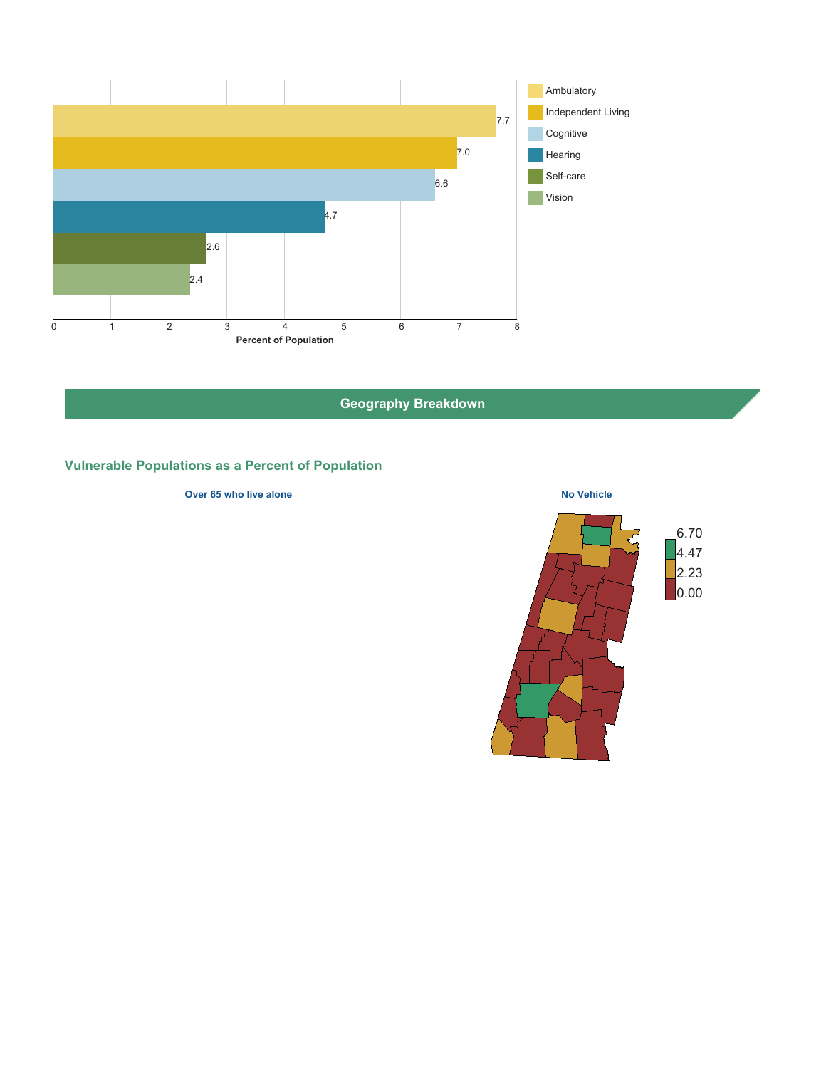| Category | Percent of Population |
| --- | --- |
| Ambulatory | 7.7 |
| Independent Living | 7.0 |
| Cognitive | 6.6 |
| Hearing | 4.7 |
| Self-care | 2.6 |
| Vision | 2.4 |

## Geography Breakdown

### Vulnerable Populations as a Percent of Population

**Over 65 who live alone**

**No Vehicle**

6.70
4.47
2.23
0.00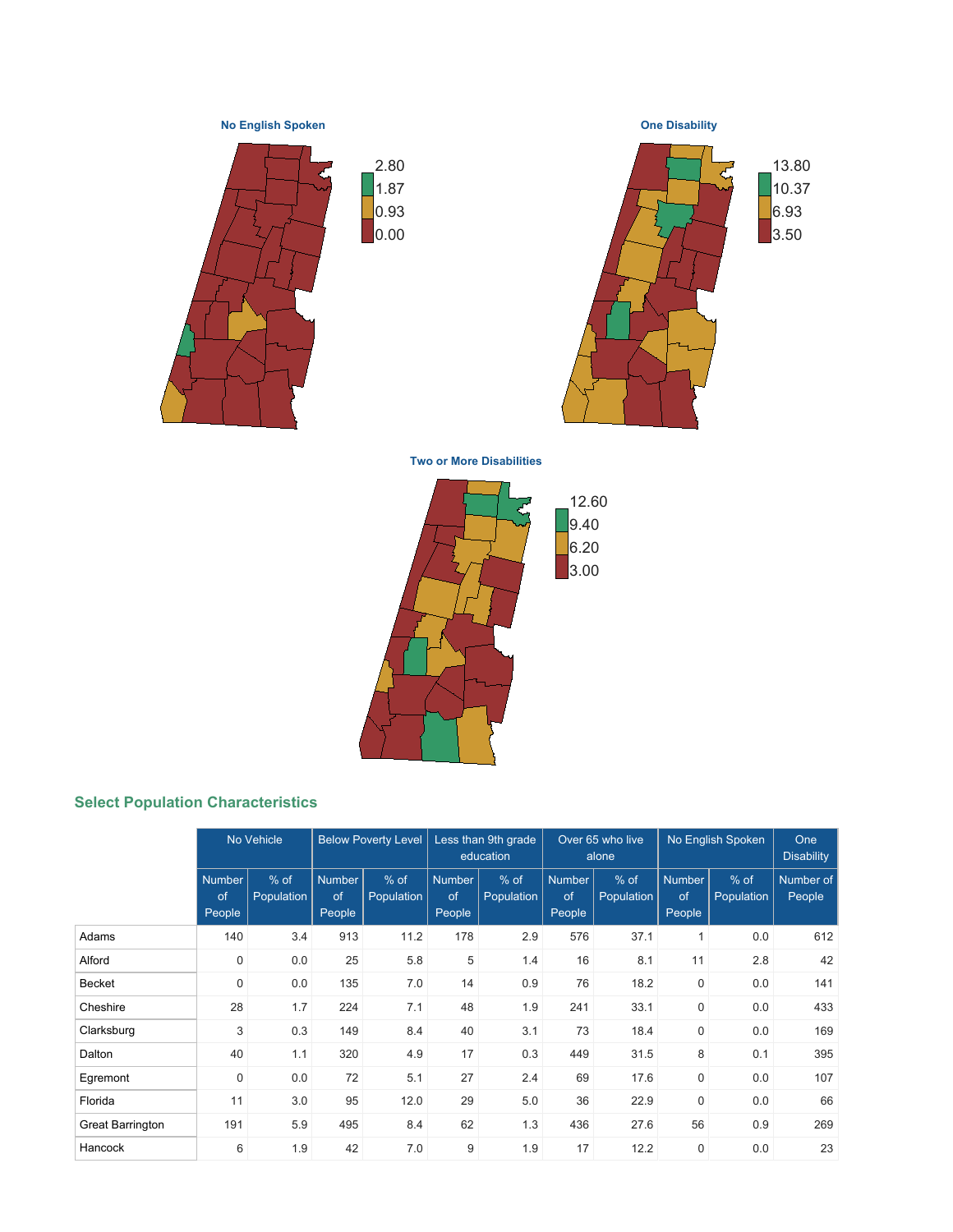**No English Spoken**

2.80
1.87
0.93
0.00

**One Disability**

13.80
10.37
6.93
3.50

**Two or More Disabilities**

12.60
9.40
6.20
3.00

## Select Population Characteristics

| | No Vehicle | | Below Poverty Level | | Less than 9th grade education | | Over 65 who live alone | | No English Spoken | | One Disability |
|---|---|---|---|---|---|---|---|---|---|---|---|
| | Number of People | % of Population | Number of People | % of Population | Number of People | % of Population | Number of People | % of Population | Number of People | % of Population | Number of People |
| Adams | 140 | 3.4 | 913 | 11.2 | 178 | 2.9 | 576 | 37.1 | 1 | 0.0 | 612 |
| Alford | 0 | 0.0 | 25 | 5.8 | 5 | 1.4 | 16 | 8.1 | 11 | 2.8 | 42 |
| Becket | 0 | 0.0 | 135 | 7.0 | 14 | 0.9 | 76 | 18.2 | 0 | 0.0 | 141 |
| Cheshire | 28 | 1.7 | 224 | 7.1 | 48 | 1.9 | 241 | 33.1 | 0 | 0.0 | 433 |
| Clarksburg | 3 | 0.3 | 149 | 8.4 | 40 | 3.1 | 73 | 18.4 | 0 | 0.0 | 169 |
| Dalton | 40 | 1.1 | 320 | 4.9 | 17 | 0.3 | 449 | 31.5 | 8 | 0.1 | 395 |
| Egremont | 0 | 0.0 | 72 | 5.1 | 27 | 2.4 | 69 | 17.6 | 0 | 0.0 | 107 |
| Florida | 11 | 3.0 | 95 | 12.0 | 29 | 5.0 | 36 | 22.9 | 0 | 0.0 | 66 |
| Great Barrington | 191 | 5.9 | 495 | 8.4 | 62 | 1.3 | 436 | 27.6 | 56 | 0.9 | 269 |
| Hancock | 6 | 1.9 | 42 | 7.0 | 9 | 1.9 | 17 | 12.2 | 0 | 0.0 | 23 |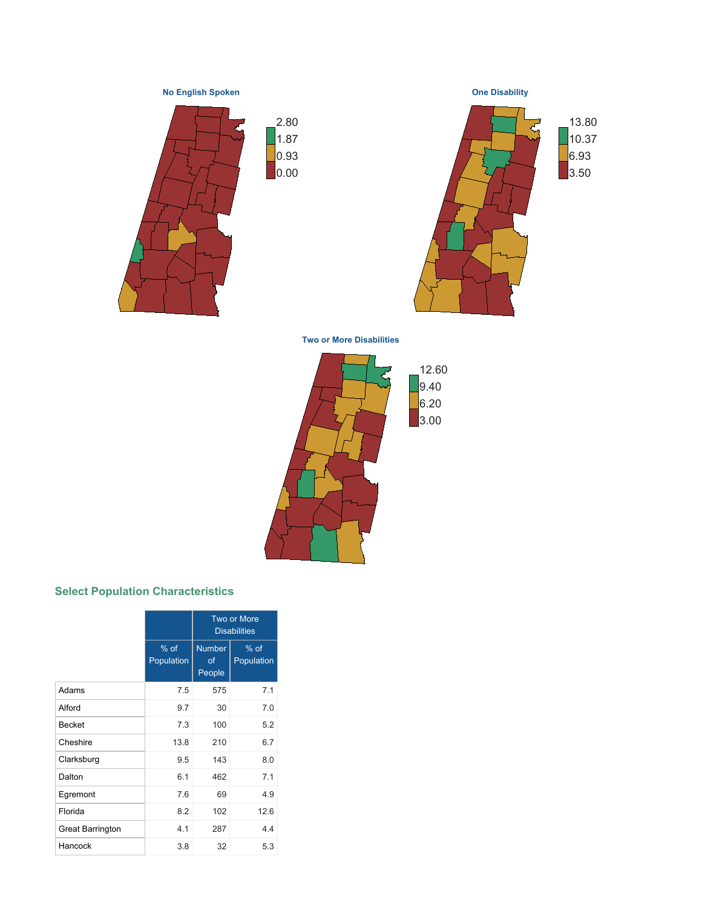### No English Spoken

2.80
1.87
0.93
0.00

### One Disability

13.80
10.37
6.93
3.50

### Two or More Disabilities

12.60
9.40
6.20
3.00

## Select Population Characteristics

| | | Two or More Disabilities | |
|---|---|---|---|
| | % of Population | Number of People | % of Population |
| Adams | 7.5 | 575 | 7.1 |
| Alford | 9.7 | 30 | 7.0 |
| Becket | 7.3 | 100 | 5.2 |
| Cheshire | 13.8 | 210 | 6.7 |
| Clarksburg | 9.5 | 143 | 8.0 |
| Dalton | 6.1 | 462 | 7.1 |
| Egremont | 7.6 | 69 | 4.9 |
| Florida | 8.2 | 102 | 12.6 |
| Great Barrington | 4.1 | 287 | 4.4 |
| Hancock | 3.8 | 32 | 5.3 |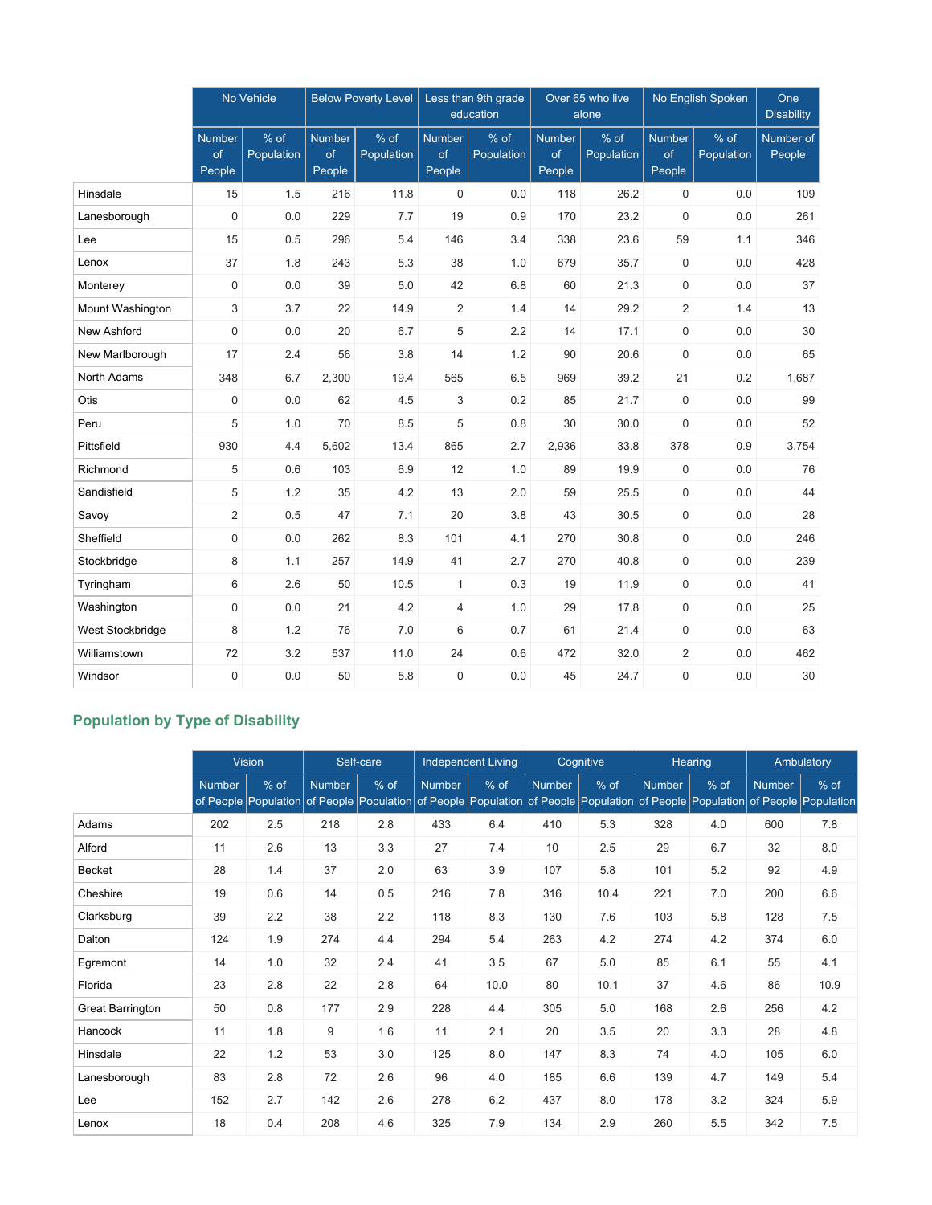| | No Vehicle | | Below Poverty Level | | Less than 9th grade education | | Over 65 who live alone | | No English Spoken | | One Disability |
|---|---|---|---|---|---|---|---|---|---|---|---|
| | Number of People | % of Population | Number of People | % of Population | Number of People | % of Population | Number of People | % of Population | Number of People | % of Population | Number of People |
| Hinsdale | 15 | 1.5 | 216 | 11.8 | 0 | 0.0 | 118 | 26.2 | 0 | 0.0 | 109 |
| Lanesborough | 0 | 0.0 | 229 | 7.7 | 19 | 0.9 | 170 | 23.2 | 0 | 0.0 | 261 |
| Lee | 15 | 0.5 | 296 | 5.4 | 146 | 3.4 | 338 | 23.6 | 59 | 1.1 | 346 |
| Lenox | 37 | 1.8 | 243 | 5.3 | 38 | 1.0 | 679 | 35.7 | 0 | 0.0 | 428 |
| Monterey | 0 | 0.0 | 39 | 5.0 | 42 | 6.8 | 60 | 21.3 | 0 | 0.0 | 37 |
| Mount Washington | 3 | 3.7 | 22 | 14.9 | 2 | 1.4 | 14 | 29.2 | 2 | 1.4 | 13 |
| New Ashford | 0 | 0.0 | 20 | 6.7 | 5 | 2.2 | 14 | 17.1 | 0 | 0.0 | 30 |
| New Marlborough | 17 | 2.4 | 56 | 3.8 | 14 | 1.2 | 90 | 20.6 | 0 | 0.0 | 65 |
| North Adams | 348 | 6.7 | 2,300 | 19.4 | 565 | 6.5 | 969 | 39.2 | 21 | 0.2 | 1,687 |
| Otis | 0 | 0.0 | 62 | 4.5 | 3 | 0.2 | 85 | 21.7 | 0 | 0.0 | 99 |
| Peru | 5 | 1.0 | 70 | 8.5 | 5 | 0.8 | 30 | 30.0 | 0 | 0.0 | 52 |
| Pittsfield | 930 | 4.4 | 5,602 | 13.4 | 865 | 2.7 | 2,936 | 33.8 | 378 | 0.9 | 3,754 |
| Richmond | 5 | 0.6 | 103 | 6.9 | 12 | 1.0 | 89 | 19.9 | 0 | 0.0 | 76 |
| Sandisfield | 5 | 1.2 | 35 | 4.2 | 13 | 2.0 | 59 | 25.5 | 0 | 0.0 | 44 |
| Savoy | 2 | 0.5 | 47 | 7.1 | 20 | 3.8 | 43 | 30.5 | 0 | 0.0 | 28 |
| Sheffield | 0 | 0.0 | 262 | 8.3 | 101 | 4.1 | 270 | 30.8 | 0 | 0.0 | 246 |
| Stockbridge | 8 | 1.1 | 257 | 14.9 | 41 | 2.7 | 270 | 40.8 | 0 | 0.0 | 239 |
| Tyringham | 6 | 2.6 | 50 | 10.5 | 1 | 0.3 | 19 | 11.9 | 0 | 0.0 | 41 |
| Washington | 0 | 0.0 | 21 | 4.2 | 4 | 1.0 | 29 | 17.8 | 0 | 0.0 | 25 |
| West Stockbridge | 8 | 1.2 | 76 | 7.0 | 6 | 0.7 | 61 | 21.4 | 0 | 0.0 | 63 |
| Williamstown | 72 | 3.2 | 537 | 11.0 | 24 | 0.6 | 472 | 32.0 | 2 | 0.0 | 462 |
| Windsor | 0 | 0.0 | 50 | 5.8 | 0 | 0.0 | 45 | 24.7 | 0 | 0.0 | 30 |

## Population by Type of Disability

| | Vision | | Self-care | | Independent Living | | Cognitive | | Hearing | | Ambulatory | |
|---|---|---|---|---|---|---|---|---|---|---|---|---|
| | Number of People | % of Population | Number of People | % of Population | Number of People | % of Population | Number of People | % of Population | Number of People | % of Population | Number of People | % of Population |
| Adams | 202 | 2.5 | 218 | 2.8 | 433 | 6.4 | 410 | 5.3 | 328 | 4.0 | 600 | 7.8 |
| Alford | 11 | 2.6 | 13 | 3.3 | 27 | 7.4 | 10 | 2.5 | 29 | 6.7 | 32 | 8.0 |
| Becket | 28 | 1.4 | 37 | 2.0 | 63 | 3.9 | 107 | 5.8 | 101 | 5.2 | 92 | 4.9 |
| Cheshire | 19 | 0.6 | 14 | 0.5 | 216 | 7.8 | 316 | 10.4 | 221 | 7.0 | 200 | 6.6 |
| Clarksburg | 39 | 2.2 | 38 | 2.2 | 118 | 8.3 | 130 | 7.6 | 103 | 5.8 | 128 | 7.5 |
| Dalton | 124 | 1.9 | 274 | 4.4 | 294 | 5.4 | 263 | 4.2 | 274 | 4.2 | 374 | 6.0 |
| Egremont | 14 | 1.0 | 32 | 2.4 | 41 | 3.5 | 67 | 5.0 | 85 | 6.1 | 55 | 4.1 |
| Florida | 23 | 2.8 | 22 | 2.8 | 64 | 10.0 | 80 | 10.1 | 37 | 4.6 | 86 | 10.9 |
| Great Barrington | 50 | 0.8 | 177 | 2.9 | 228 | 4.4 | 305 | 5.0 | 168 | 2.6 | 256 | 4.2 |
| Hancock | 11 | 1.8 | 9 | 1.6 | 11 | 2.1 | 20 | 3.5 | 20 | 3.3 | 28 | 4.8 |
| Hinsdale | 22 | 1.2 | 53 | 3.0 | 125 | 8.0 | 147 | 8.3 | 74 | 4.0 | 105 | 6.0 |
| Lanesborough | 83 | 2.8 | 72 | 2.6 | 96 | 4.0 | 185 | 6.6 | 139 | 4.7 | 149 | 5.4 |
| Lee | 152 | 2.7 | 142 | 2.6 | 278 | 6.2 | 437 | 8.0 | 178 | 3.2 | 324 | 5.9 |
| Lenox | 18 | 0.4 | 208 | 4.6 | 325 | 7.9 | 134 | 2.9 | 260 | 5.5 | 342 | 7.5 |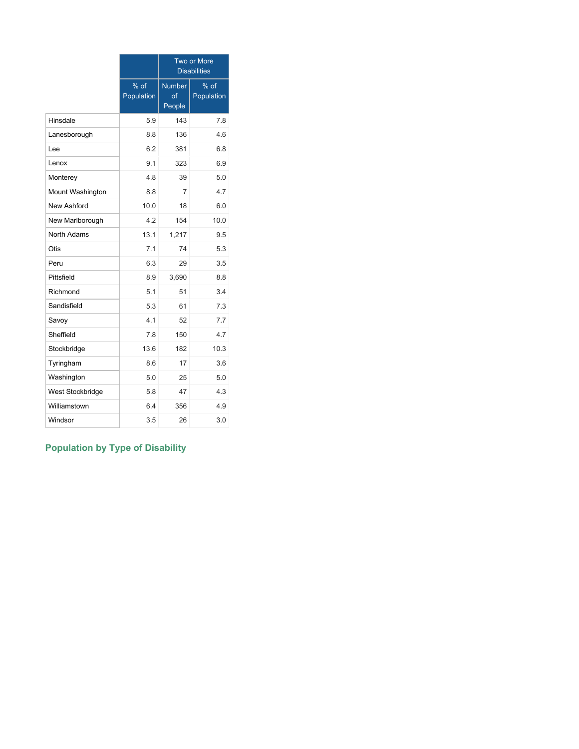| | | Two or More Disabilities | |
|---|---|---|---|
| | % of Population | Number of People | % of Population |
| Hinsdale | 5.9 | 143 | 7.8 |
| Lanesborough | 8.8 | 136 | 4.6 |
| Lee | 6.2 | 381 | 6.8 |
| Lenox | 9.1 | 323 | 6.9 |
| Monterey | 4.8 | 39 | 5.0 |
| Mount Washington | 8.8 | 7 | 4.7 |
| New Ashford | 10.0 | 18 | 6.0 |
| New Marlborough | 4.2 | 154 | 10.0 |
| North Adams | 13.1 | 1,217 | 9.5 |
| Otis | 7.1 | 74 | 5.3 |
| Peru | 6.3 | 29 | 3.5 |
| Pittsfield | 8.9 | 3,690 | 8.8 |
| Richmond | 5.1 | 51 | 3.4 |
| Sandisfield | 5.3 | 61 | 7.3 |
| Savoy | 4.1 | 52 | 7.7 |
| Sheffield | 7.8 | 150 | 4.7 |
| Stockbridge | 13.6 | 182 | 10.3 |
| Tyringham | 8.6 | 17 | 3.6 |
| Washington | 5.0 | 25 | 5.0 |
| West Stockbridge | 5.8 | 47 | 4.3 |
| Williamstown | 6.4 | 356 | 4.9 |
| Windsor | 3.5 | 26 | 3.0 |

## Population by Type of Disability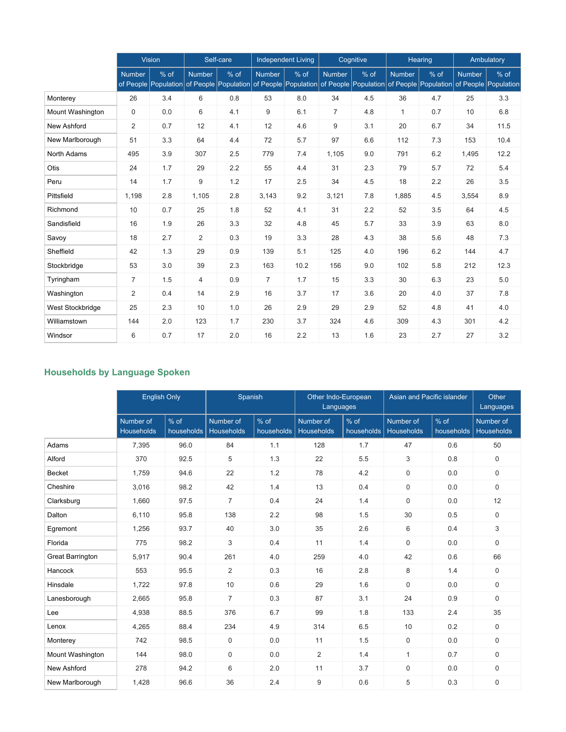| | Vision | | Self-care | | Independent Living | | Cognitive | | Hearing | | Ambulatory | |
|---|---|---|---|---|---|---|---|---|---|---|---|---|
| | Number of People | % of Population | Number of People | % of Population | Number of People | % of Population | Number of People | % of Population | Number of People | % of Population | Number of People | % of Population |
| Monterey | 26 | 3.4 | 6 | 0.8 | 53 | 8.0 | 34 | 4.5 | 36 | 4.7 | 25 | 3.3 |
| Mount Washington | 0 | 0.0 | 6 | 4.1 | 9 | 6.1 | 7 | 4.8 | 1 | 0.7 | 10 | 6.8 |
| New Ashford | 2 | 0.7 | 12 | 4.1 | 12 | 4.6 | 9 | 3.1 | 20 | 6.7 | 34 | 11.5 |
| New Marlborough | 51 | 3.3 | 64 | 4.4 | 72 | 5.7 | 97 | 6.6 | 112 | 7.3 | 153 | 10.4 |
| North Adams | 495 | 3.9 | 307 | 2.5 | 779 | 7.4 | 1,105 | 9.0 | 791 | 6.2 | 1,495 | 12.2 |
| Otis | 24 | 1.7 | 29 | 2.2 | 55 | 4.4 | 31 | 2.3 | 79 | 5.7 | 72 | 5.4 |
| Peru | 14 | 1.7 | 9 | 1.2 | 17 | 2.5 | 34 | 4.5 | 18 | 2.2 | 26 | 3.5 |
| Pittsfield | 1,198 | 2.8 | 1,105 | 2.8 | 3,143 | 9.2 | 3,121 | 7.8 | 1,885 | 4.5 | 3,554 | 8.9 |
| Richmond | 10 | 0.7 | 25 | 1.8 | 52 | 4.1 | 31 | 2.2 | 52 | 3.5 | 64 | 4.5 |
| Sandisfield | 16 | 1.9 | 26 | 3.3 | 32 | 4.8 | 45 | 5.7 | 33 | 3.9 | 63 | 8.0 |
| Savoy | 18 | 2.7 | 2 | 0.3 | 19 | 3.3 | 28 | 4.3 | 38 | 5.6 | 48 | 7.3 |
| Sheffield | 42 | 1.3 | 29 | 0.9 | 139 | 5.1 | 125 | 4.0 | 196 | 6.2 | 144 | 4.7 |
| Stockbridge | 53 | 3.0 | 39 | 2.3 | 163 | 10.2 | 156 | 9.0 | 102 | 5.8 | 212 | 12.3 |
| Tyringham | 7 | 1.5 | 4 | 0.9 | 7 | 1.7 | 15 | 3.3 | 30 | 6.3 | 23 | 5.0 |
| Washington | 2 | 0.4 | 14 | 2.9 | 16 | 3.7 | 17 | 3.6 | 20 | 4.0 | 37 | 7.8 |
| West Stockbridge | 25 | 2.3 | 10 | 1.0 | 26 | 2.9 | 29 | 2.9 | 52 | 4.8 | 41 | 4.0 |
| Williamstown | 144 | 2.0 | 123 | 1.7 | 230 | 3.7 | 324 | 4.6 | 309 | 4.3 | 301 | 4.2 |
| Windsor | 6 | 0.7 | 17 | 2.0 | 16 | 2.2 | 13 | 1.6 | 23 | 2.7 | 27 | 3.2 |

## Households by Language Spoken

| | English Only | | Spanish | | Other Indo-European Languages | | Asian and Pacific islander | | Other Languages |
|---|---|---|---|---|---|---|---|---|---|
| | Number of Households | % of households | Number of Households | % of households | Number of Households | % of households | Number of Households | % of households | Number of Households |
| Adams | 7,395 | 96.0 | 84 | 1.1 | 128 | 1.7 | 47 | 0.6 | 50 |
| Alford | 370 | 92.5 | 5 | 1.3 | 22 | 5.5 | 3 | 0.8 | 0 |
| Becket | 1,759 | 94.6 | 22 | 1.2 | 78 | 4.2 | 0 | 0.0 | 0 |
| Cheshire | 3,016 | 98.2 | 42 | 1.4 | 13 | 0.4 | 0 | 0.0 | 0 |
| Clarksburg | 1,660 | 97.5 | 7 | 0.4 | 24 | 1.4 | 0 | 0.0 | 12 |
| Dalton | 6,110 | 95.8 | 138 | 2.2 | 98 | 1.5 | 30 | 0.5 | 0 |
| Egremont | 1,256 | 93.7 | 40 | 3.0 | 35 | 2.6 | 6 | 0.4 | 3 |
| Florida | 775 | 98.2 | 3 | 0.4 | 11 | 1.4 | 0 | 0.0 | 0 |
| Great Barrington | 5,917 | 90.4 | 261 | 4.0 | 259 | 4.0 | 42 | 0.6 | 66 |
| Hancock | 553 | 95.5 | 2 | 0.3 | 16 | 2.8 | 8 | 1.4 | 0 |
| Hinsdale | 1,722 | 97.8 | 10 | 0.6 | 29 | 1.6 | 0 | 0.0 | 0 |
| Lanesborough | 2,665 | 95.8 | 7 | 0.3 | 87 | 3.1 | 24 | 0.9 | 0 |
| Lee | 4,938 | 88.5 | 376 | 6.7 | 99 | 1.8 | 133 | 2.4 | 35 |
| Lenox | 4,265 | 88.4 | 234 | 4.9 | 314 | 6.5 | 10 | 0.2 | 0 |
| Monterey | 742 | 98.5 | 0 | 0.0 | 11 | 1.5 | 0 | 0.0 | 0 |
| Mount Washington | 144 | 98.0 | 0 | 0.0 | 2 | 1.4 | 1 | 0.7 | 0 |
| New Ashford | 278 | 94.2 | 6 | 2.0 | 11 | 3.7 | 0 | 0.0 | 0 |
| New Marlborough | 1,428 | 96.6 | 36 | 2.4 | 9 | 0.6 | 5 | 0.3 | 0 |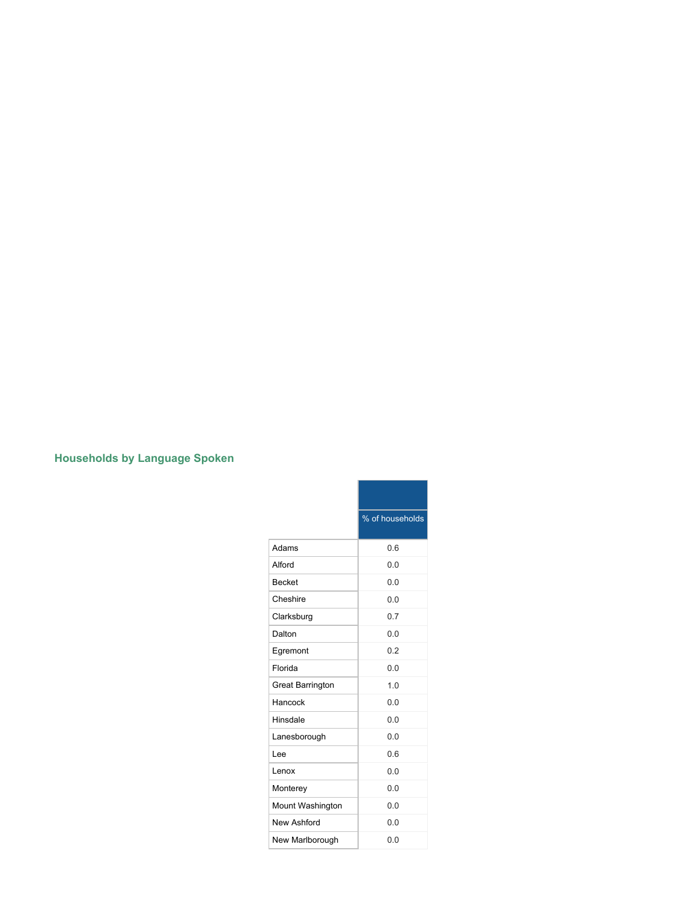## Households by Language Spoken

| | % of households |
|---|---|
| Adams | 0.6 |
| Alford | 0.0 |
| Becket | 0.0 |
| Cheshire | 0.0 |
| Clarksburg | 0.7 |
| Dalton | 0.0 |
| Egremont | 0.2 |
| Florida | 0.0 |
| Great Barrington | 1.0 |
| Hancock | 0.0 |
| Hinsdale | 0.0 |
| Lanesborough | 0.0 |
| Lee | 0.6 |
| Lenox | 0.0 |
| Monterey | 0.0 |
| Mount Washington | 0.0 |
| New Ashford | 0.0 |
| New Marlborough | 0.0 |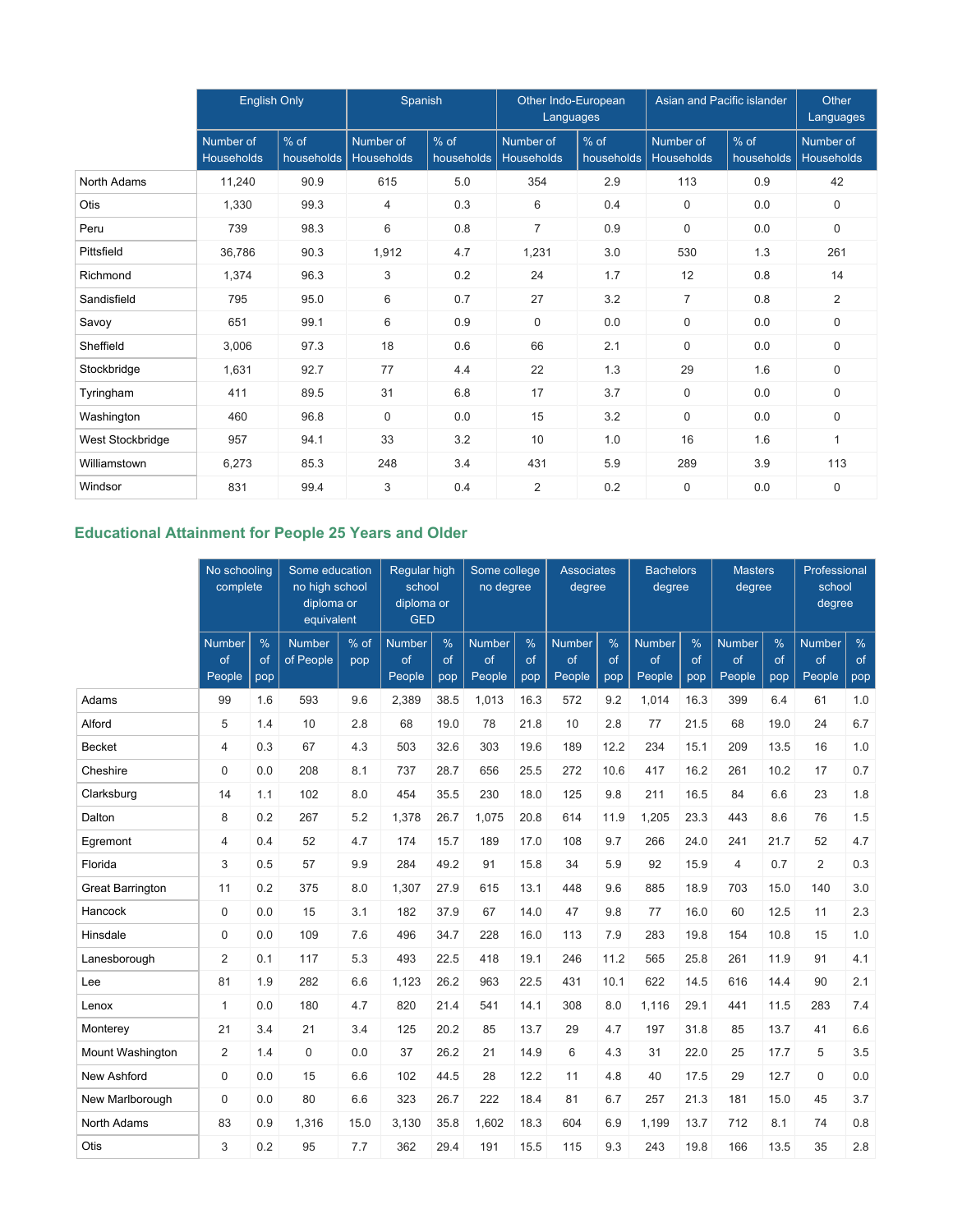| | English Only | | Spanish | | Other Indo-European Languages | | Asian and Pacific islander | | Other Languages |
|---|---|---|---|---|---|---|---|---|---|
| | Number of Households | % of households | Number of Households | % of households | Number of Households | % of households | Number of Households | % of households | Number of Households |
| North Adams | 11,240 | 90.9 | 615 | 5.0 | 354 | 2.9 | 113 | 0.9 | 42 |
| Otis | 1,330 | 99.3 | 4 | 0.3 | 6 | 0.4 | 0 | 0.0 | 0 |
| Peru | 739 | 98.3 | 6 | 0.8 | 7 | 0.9 | 0 | 0.0 | 0 |
| Pittsfield | 36,786 | 90.3 | 1,912 | 4.7 | 1,231 | 3.0 | 530 | 1.3 | 261 |
| Richmond | 1,374 | 96.3 | 3 | 0.2 | 24 | 1.7 | 12 | 0.8 | 14 |
| Sandisfield | 795 | 95.0 | 6 | 0.7 | 27 | 3.2 | 7 | 0.8 | 2 |
| Savoy | 651 | 99.1 | 6 | 0.9 | 0 | 0.0 | 0 | 0.0 | 0 |
| Sheffield | 3,006 | 97.3 | 18 | 0.6 | 66 | 2.1 | 0 | 0.0 | 0 |
| Stockbridge | 1,631 | 92.7 | 77 | 4.4 | 22 | 1.3 | 29 | 1.6 | 0 |
| Tyringham | 411 | 89.5 | 31 | 6.8 | 17 | 3.7 | 0 | 0.0 | 0 |
| Washington | 460 | 96.8 | 0 | 0.0 | 15 | 3.2 | 0 | 0.0 | 0 |
| West Stockbridge | 957 | 94.1 | 33 | 3.2 | 10 | 1.0 | 16 | 1.6 | 1 |
| Williamstown | 6,273 | 85.3 | 248 | 3.4 | 431 | 5.9 | 289 | 3.9 | 113 |
| Windsor | 831 | 99.4 | 3 | 0.4 | 2 | 0.2 | 0 | 0.0 | 0 |

## Educational Attainment for People 25 Years and Older

| | No schooling complete | | Some education no high school diploma or equivalent | | Regular high school diploma or GED | | Some college no degree | | Associates degree | | Bachelors degree | | Masters degree | | Professional school degree | |
|---|---|---|---|---|---|---|---|---|---|---|---|---|---|---|---|---|
| | Number of People | % of pop | Number of People | % of pop | Number of People | % of pop | Number of People | % of pop | Number of People | % of pop | Number of People | % of pop | Number of People | % of pop | Number of People | % of pop |
| Adams | 99 | 1.6 | 593 | 9.6 | 2,389 | 38.5 | 1,013 | 16.3 | 572 | 9.2 | 1,014 | 16.3 | 399 | 6.4 | 61 | 1.0 |
| Alford | 5 | 1.4 | 10 | 2.8 | 68 | 19.0 | 78 | 21.8 | 10 | 2.8 | 77 | 21.5 | 68 | 19.0 | 24 | 6.7 |
| Becket | 4 | 0.3 | 67 | 4.3 | 503 | 32.6 | 303 | 19.6 | 189 | 12.2 | 234 | 15.1 | 209 | 13.5 | 16 | 1.0 |
| Cheshire | 0 | 0.0 | 208 | 8.1 | 737 | 28.7 | 656 | 25.5 | 272 | 10.6 | 417 | 16.2 | 261 | 10.2 | 17 | 0.7 |
| Clarksburg | 14 | 1.1 | 102 | 8.0 | 454 | 35.5 | 230 | 18.0 | 125 | 9.8 | 211 | 16.5 | 84 | 6.6 | 23 | 1.8 |
| Dalton | 8 | 0.2 | 267 | 5.2 | 1,378 | 26.7 | 1,075 | 20.8 | 614 | 11.9 | 1,205 | 23.3 | 443 | 8.6 | 76 | 1.5 |
| Egremont | 4 | 0.4 | 52 | 4.7 | 174 | 15.7 | 189 | 17.0 | 108 | 9.7 | 266 | 24.0 | 241 | 21.7 | 52 | 4.7 |
| Florida | 3 | 0.5 | 57 | 9.9 | 284 | 49.2 | 91 | 15.8 | 34 | 5.9 | 92 | 15.9 | 4 | 0.7 | 2 | 0.3 |
| Great Barrington | 11 | 0.2 | 375 | 8.0 | 1,307 | 27.9 | 615 | 13.1 | 448 | 9.6 | 885 | 18.9 | 703 | 15.0 | 140 | 3.0 |
| Hancock | 0 | 0.0 | 15 | 3.1 | 182 | 37.9 | 67 | 14.0 | 47 | 9.8 | 77 | 16.0 | 60 | 12.5 | 11 | 2.3 |
| Hinsdale | 0 | 0.0 | 109 | 7.6 | 496 | 34.7 | 228 | 16.0 | 113 | 7.9 | 283 | 19.8 | 154 | 10.8 | 15 | 1.0 |
| Lanesborough | 2 | 0.1 | 117 | 5.3 | 493 | 22.5 | 418 | 19.1 | 246 | 11.2 | 565 | 25.8 | 261 | 11.9 | 91 | 4.1 |
| Lee | 81 | 1.9 | 282 | 6.6 | 1,123 | 26.2 | 963 | 22.5 | 431 | 10.1 | 622 | 14.5 | 616 | 14.4 | 90 | 2.1 |
| Lenox | 1 | 0.0 | 180 | 4.7 | 820 | 21.4 | 541 | 14.1 | 308 | 8.0 | 1,116 | 29.1 | 441 | 11.5 | 283 | 7.4 |
| Monterey | 21 | 3.4 | 21 | 3.4 | 125 | 20.2 | 85 | 13.7 | 29 | 4.7 | 197 | 31.8 | 85 | 13.7 | 41 | 6.6 |
| Mount Washington | 2 | 1.4 | 0 | 0.0 | 37 | 26.2 | 21 | 14.9 | 6 | 4.3 | 31 | 22.0 | 25 | 17.7 | 5 | 3.5 |
| New Ashford | 0 | 0.0 | 15 | 6.6 | 102 | 44.5 | 28 | 12.2 | 11 | 4.8 | 40 | 17.5 | 29 | 12.7 | 0 | 0.0 |
| New Marlborough | 0 | 0.0 | 80 | 6.6 | 323 | 26.7 | 222 | 18.4 | 81 | 6.7 | 257 | 21.3 | 181 | 15.0 | 45 | 3.7 |
| North Adams | 83 | 0.9 | 1,316 | 15.0 | 3,130 | 35.8 | 1,602 | 18.3 | 604 | 6.9 | 1,199 | 13.7 | 712 | 8.1 | 74 | 0.8 |
| Otis | 3 | 0.2 | 95 | 7.7 | 362 | 29.4 | 191 | 15.5 | 115 | 9.3 | 243 | 19.8 | 166 | 13.5 | 35 | 2.8 |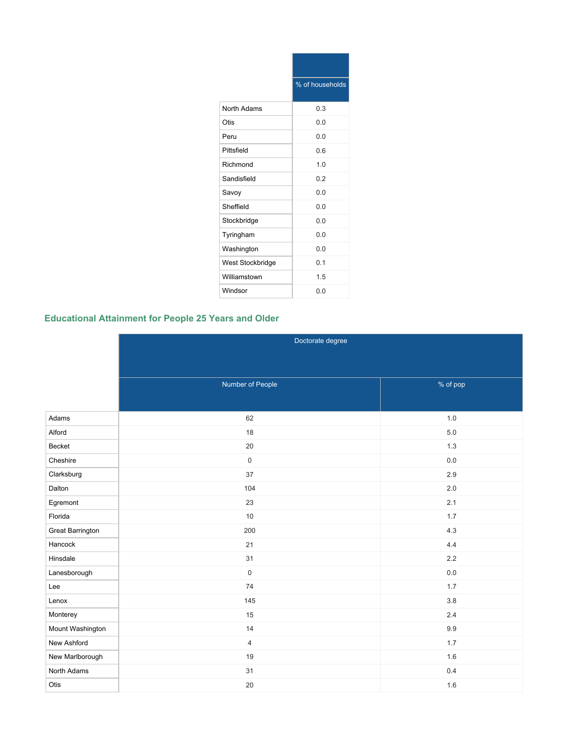| | % of households |
|---|---|
| North Adams | 0.3 |
| Otis | 0.0 |
| Peru | 0.0 |
| Pittsfield | 0.6 |
| Richmond | 1.0 |
| Sandisfield | 0.2 |
| Savoy | 0.0 |
| Sheffield | 0.0 |
| Stockbridge | 0.0 |
| Tyringham | 0.0 |
| Washington | 0.0 |
| West Stockbridge | 0.1 |
| Williamstown | 1.5 |
| Windsor | 0.0 |

### Educational Attainment for People 25 Years and Older

| | Doctorate degree | |
|---|---|---|
| | Number of People | % of pop |
| Adams | 62 | 1.0 |
| Alford | 18 | 5.0 |
| Becket | 20 | 1.3 |
| Cheshire | 0 | 0.0 |
| Clarksburg | 37 | 2.9 |
| Dalton | 104 | 2.0 |
| Egremont | 23 | 2.1 |
| Florida | 10 | 1.7 |
| Great Barrington | 200 | 4.3 |
| Hancock | 21 | 4.4 |
| Hinsdale | 31 | 2.2 |
| Lanesborough | 0 | 0.0 |
| Lee | 74 | 1.7 |
| Lenox | 145 | 3.8 |
| Monterey | 15 | 2.4 |
| Mount Washington | 14 | 9.9 |
| New Ashford | 4 | 1.7 |
| New Marlborough | 19 | 1.6 |
| North Adams | 31 | 0.4 |
| Otis | 20 | 1.6 |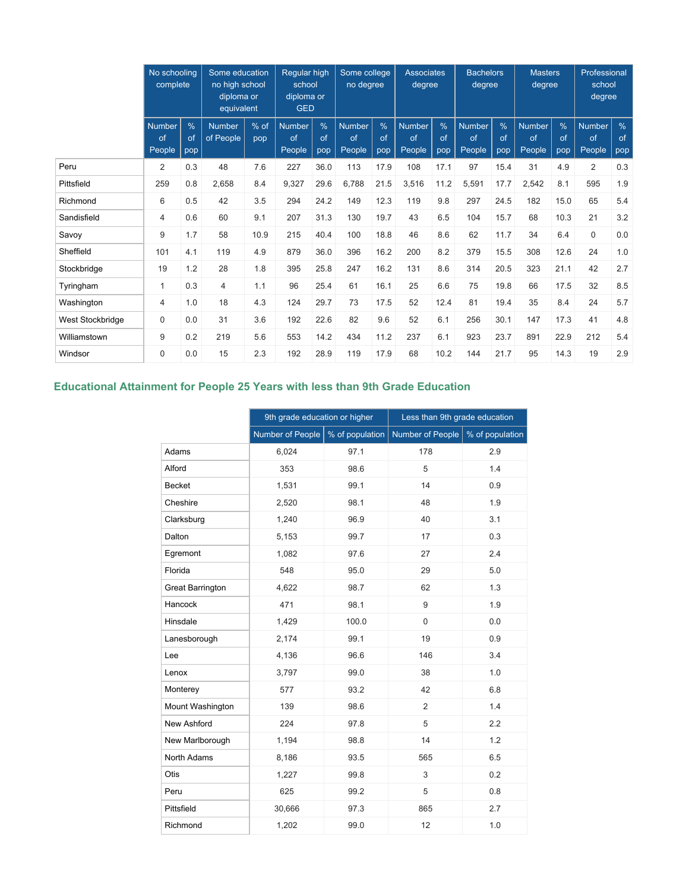| | No schooling complete | | Some education no high school diploma or equivalent | | Regular high school diploma or GED | | Some college no degree | | Associates degree | | Bachelors degree | | Masters degree | | Professional school degree | |
|---|---|---|---|---|---|---|---|---|---|---|---|---|---|---|---|---|
| | Number of People | % of pop | Number of People | % of pop | Number of People | % of pop | Number of People | % of pop | Number of People | % of pop | Number of People | % of pop | Number of People | % of pop | Number of People | % of pop |
| Peru | 2 | 0.3 | 48 | 7.6 | 227 | 36.0 | 113 | 17.9 | 108 | 17.1 | 97 | 15.4 | 31 | 4.9 | 2 | 0.3 |
| Pittsfield | 259 | 0.8 | 2,658 | 8.4 | 9,327 | 29.6 | 6,788 | 21.5 | 3,516 | 11.2 | 5,591 | 17.7 | 2,542 | 8.1 | 595 | 1.9 |
| Richmond | 6 | 0.5 | 42 | 3.5 | 294 | 24.2 | 149 | 12.3 | 119 | 9.8 | 297 | 24.5 | 182 | 15.0 | 65 | 5.4 |
| Sandisfield | 4 | 0.6 | 60 | 9.1 | 207 | 31.3 | 130 | 19.7 | 43 | 6.5 | 104 | 15.7 | 68 | 10.3 | 21 | 3.2 |
| Savoy | 9 | 1.7 | 58 | 10.9 | 215 | 40.4 | 100 | 18.8 | 46 | 8.6 | 62 | 11.7 | 34 | 6.4 | 0 | 0.0 |
| Sheffield | 101 | 4.1 | 119 | 4.9 | 879 | 36.0 | 396 | 16.2 | 200 | 8.2 | 379 | 15.5 | 308 | 12.6 | 24 | 1.0 |
| Stockbridge | 19 | 1.2 | 28 | 1.8 | 395 | 25.8 | 247 | 16.2 | 131 | 8.6 | 314 | 20.5 | 323 | 21.1 | 42 | 2.7 |
| Tyringham | 1 | 0.3 | 4 | 1.1 | 96 | 25.4 | 61 | 16.1 | 25 | 6.6 | 75 | 19.8 | 66 | 17.5 | 32 | 8.5 |
| Washington | 4 | 1.0 | 18 | 4.3 | 124 | 29.7 | 73 | 17.5 | 52 | 12.4 | 81 | 19.4 | 35 | 8.4 | 24 | 5.7 |
| West Stockbridge | 0 | 0.0 | 31 | 3.6 | 192 | 22.6 | 82 | 9.6 | 52 | 6.1 | 256 | 30.1 | 147 | 17.3 | 41 | 4.8 |
| Williamstown | 9 | 0.2 | 219 | 5.6 | 553 | 14.2 | 434 | 11.2 | 237 | 6.1 | 923 | 23.7 | 891 | 22.9 | 212 | 5.4 |
| Windsor | 0 | 0.0 | 15 | 2.3 | 192 | 28.9 | 119 | 17.9 | 68 | 10.2 | 144 | 21.7 | 95 | 14.3 | 19 | 2.9 |

## Educational Attainment for People 25 Years with less than 9th Grade Education

| | 9th grade education or higher | | Less than 9th grade education | |
|---|---|---|---|---|
| | Number of People | % of population | Number of People | % of population |
| Adams | 6,024 | 97.1 | 178 | 2.9 |
| Alford | 353 | 98.6 | 5 | 1.4 |
| Becket | 1,531 | 99.1 | 14 | 0.9 |
| Cheshire | 2,520 | 98.1 | 48 | 1.9 |
| Clarksburg | 1,240 | 96.9 | 40 | 3.1 |
| Dalton | 5,153 | 99.7 | 17 | 0.3 |
| Egremont | 1,082 | 97.6 | 27 | 2.4 |
| Florida | 548 | 95.0 | 29 | 5.0 |
| Great Barrington | 4,622 | 98.7 | 62 | 1.3 |
| Hancock | 471 | 98.1 | 9 | 1.9 |
| Hinsdale | 1,429 | 100.0 | 0 | 0.0 |
| Lanesborough | 2,174 | 99.1 | 19 | 0.9 |
| Lee | 4,136 | 96.6 | 146 | 3.4 |
| Lenox | 3,797 | 99.0 | 38 | 1.0 |
| Monterey | 577 | 93.2 | 42 | 6.8 |
| Mount Washington | 139 | 98.6 | 2 | 1.4 |
| New Ashford | 224 | 97.8 | 5 | 2.2 |
| New Marlborough | 1,194 | 98.8 | 14 | 1.2 |
| North Adams | 8,186 | 93.5 | 565 | 6.5 |
| Otis | 1,227 | 99.8 | 3 | 0.2 |
| Peru | 625 | 99.2 | 5 | 0.8 |
| Pittsfield | 30,666 | 97.3 | 865 | 2.7 |
| Richmond | 1,202 | 99.0 | 12 | 1.0 |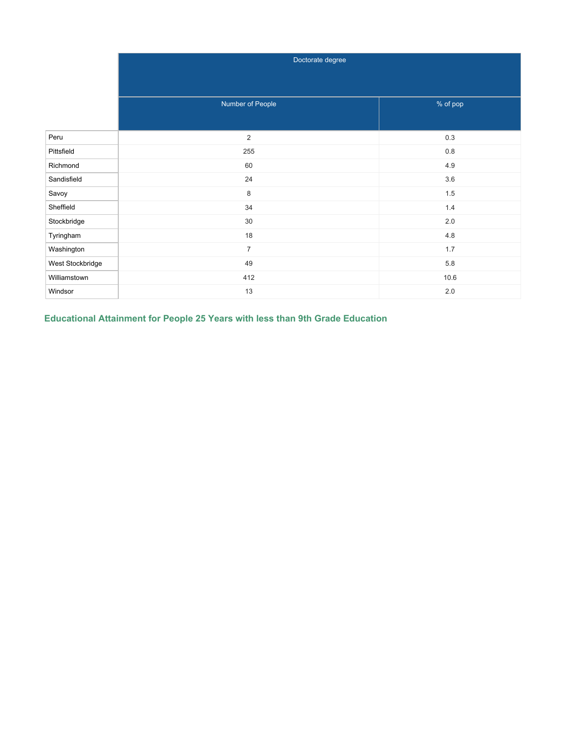| | Doctorate degree | |
|---|---|---|
| | Number of People | % of pop |
| Peru | 2 | 0.3 |
| Pittsfield | 255 | 0.8 |
| Richmond | 60 | 4.9 |
| Sandisfield | 24 | 3.6 |
| Savoy | 8 | 1.5 |
| Sheffield | 34 | 1.4 |
| Stockbridge | 30 | 2.0 |
| Tyringham | 18 | 4.8 |
| Washington | 7 | 1.7 |
| West Stockbridge | 49 | 5.8 |
| Williamstown | 412 | 10.6 |
| Windsor | 13 | 2.0 |

### Educational Attainment for People 25 Years with less than 9th Grade Education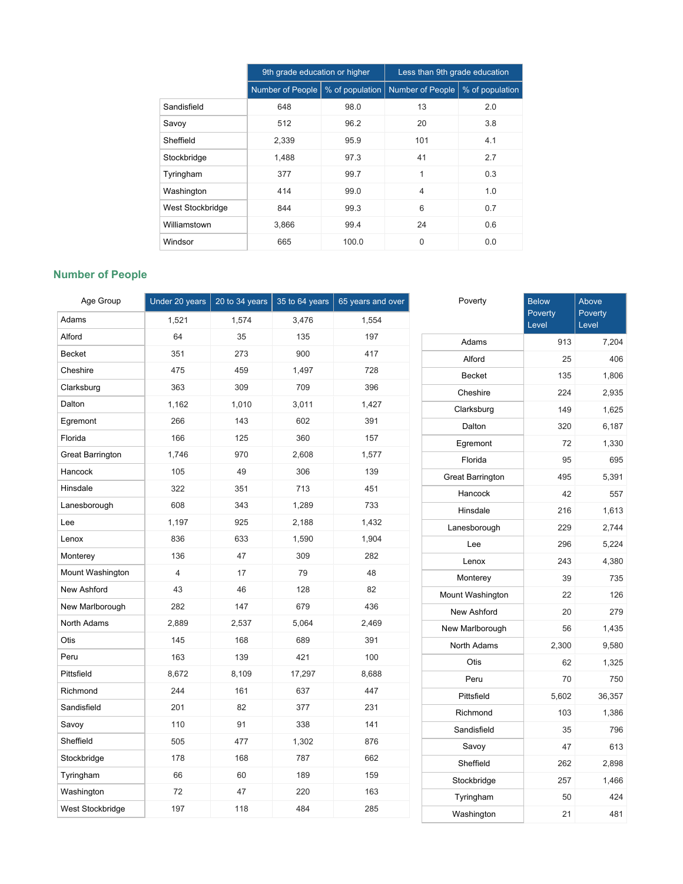| | 9th grade education or higher | | Less than 9th grade education | |
|---|---|---|---|---|
| | Number of People | % of population | Number of People | % of population |
| Sandisfield | 648 | 98.0 | 13 | 2.0 |
| Savoy | 512 | 96.2 | 20 | 3.8 |
| Sheffield | 2,339 | 95.9 | 101 | 4.1 |
| Stockbridge | 1,488 | 97.3 | 41 | 2.7 |
| Tyringham | 377 | 99.7 | 1 | 0.3 |
| Washington | 414 | 99.0 | 4 | 1.0 |
| West Stockbridge | 844 | 99.3 | 6 | 0.7 |
| Williamstown | 3,866 | 99.4 | 24 | 0.6 |
| Windsor | 665 | 100.0 | 0 | 0.0 |

## Number of People

| Age Group | Under 20 years | 20 to 34 years | 35 to 64 years | 65 years and over |
|---|---|---|---|---|
| Adams | 1,521 | 1,574 | 3,476 | 1,554 |
| Alford | 64 | 35 | 135 | 197 |
| Becket | 351 | 273 | 900 | 417 |
| Cheshire | 475 | 459 | 1,497 | 728 |
| Clarksburg | 363 | 309 | 709 | 396 |
| Dalton | 1,162 | 1,010 | 3,011 | 1,427 |
| Egremont | 266 | 143 | 602 | 391 |
| Florida | 166 | 125 | 360 | 157 |
| Great Barrington | 1,746 | 970 | 2,608 | 1,577 |
| Hancock | 105 | 49 | 306 | 139 |
| Hinsdale | 322 | 351 | 713 | 451 |
| Lanesborough | 608 | 343 | 1,289 | 733 |
| Lee | 1,197 | 925 | 2,188 | 1,432 |
| Lenox | 836 | 633 | 1,590 | 1,904 |
| Monterey | 136 | 47 | 309 | 282 |
| Mount Washington | 4 | 17 | 79 | 48 |
| New Ashford | 43 | 46 | 128 | 82 |
| New Marlborough | 282 | 147 | 679 | 436 |
| North Adams | 2,889 | 2,537 | 5,064 | 2,469 |
| Otis | 145 | 168 | 689 | 391 |
| Peru | 163 | 139 | 421 | 100 |
| Pittsfield | 8,672 | 8,109 | 17,297 | 8,688 |
| Richmond | 244 | 161 | 637 | 447 |
| Sandisfield | 201 | 82 | 377 | 231 |
| Savoy | 110 | 91 | 338 | 141 |
| Sheffield | 505 | 477 | 1,302 | 876 |
| Stockbridge | 178 | 168 | 787 | 662 |
| Tyringham | 66 | 60 | 189 | 159 |
| Washington | 72 | 47 | 220 | 163 |
| West Stockbridge | 197 | 118 | 484 | 285 |

| Poverty | Below Poverty Level | Above Poverty Level |
|---|---|---|
| Adams | 913 | 7,204 |
| Alford | 25 | 406 |
| Becket | 135 | 1,806 |
| Cheshire | 224 | 2,935 |
| Clarksburg | 149 | 1,625 |
| Dalton | 320 | 6,187 |
| Egremont | 72 | 1,330 |
| Florida | 95 | 695 |
| Great Barrington | 495 | 5,391 |
| Hancock | 42 | 557 |
| Hinsdale | 216 | 1,613 |
| Lanesborough | 229 | 2,744 |
| Lee | 296 | 5,224 |
| Lenox | 243 | 4,380 |
| Monterey | 39 | 735 |
| Mount Washington | 22 | 126 |
| New Ashford | 20 | 279 |
| New Marlborough | 56 | 1,435 |
| North Adams | 2,300 | 9,580 |
| Otis | 62 | 1,325 |
| Peru | 70 | 750 |
| Pittsfield | 5,602 | 36,357 |
| Richmond | 103 | 1,386 |
| Sandisfield | 35 | 796 |
| Savoy | 47 | 613 |
| Sheffield | 262 | 2,898 |
| Stockbridge | 257 | 1,466 |
| Tyringham | 50 | 424 |
| Washington | 21 | 481 |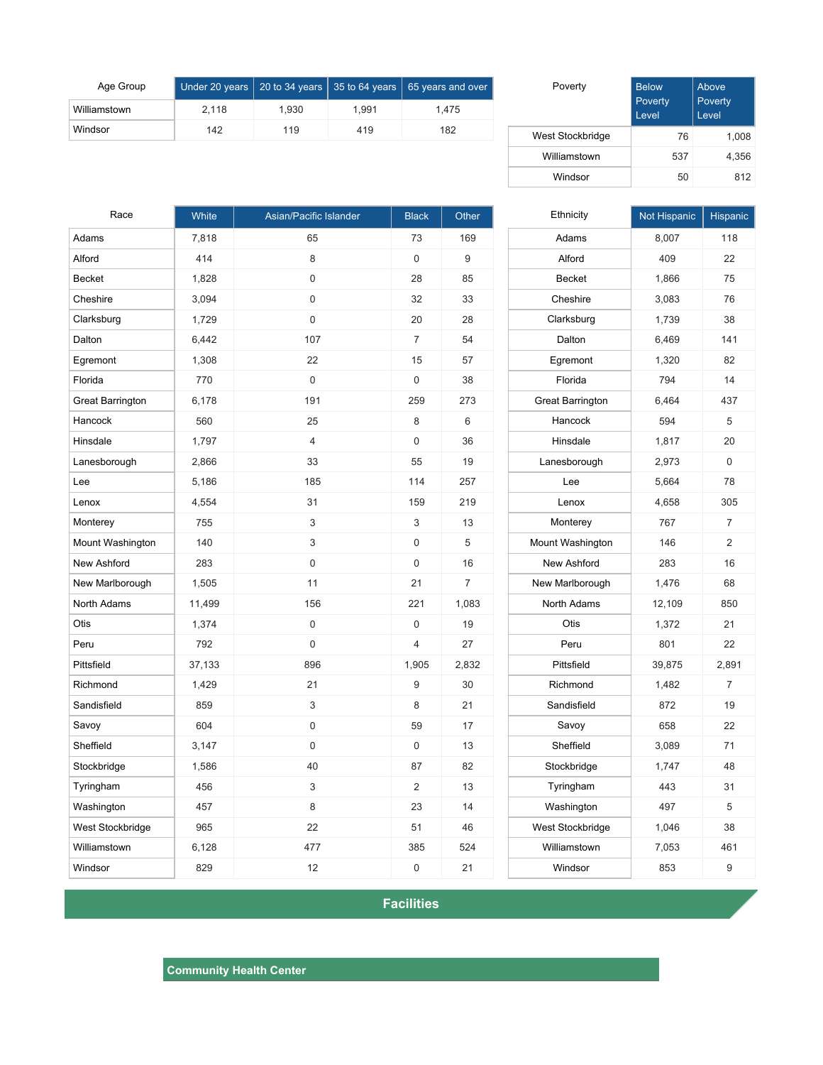| Age Group | Under 20 years | 20 to 34 years | 35 to 64 years | 65 years and over |
|---|---|---|---|---|
| Williamstown | 2,118 | 1,930 | 1,991 | 1,475 |
| Windsor | 142 | 119 | 419 | 182 |

| Poverty | Below Poverty Level | Above Poverty Level |
|---|---|---|
| West Stockbridge | 76 | 1,008 |
| Williamstown | 537 | 4,356 |
| Windsor | 50 | 812 |

| Race | White | Asian/Pacific Islander | Black | Other |
|---|---|---|---|---|
| Adams | 7,818 | 65 | 73 | 169 |
| Alford | 414 | 8 | 0 | 9 |
| Becket | 1,828 | 0 | 28 | 85 |
| Cheshire | 3,094 | 0 | 32 | 33 |
| Clarksburg | 1,729 | 0 | 20 | 28 |
| Dalton | 6,442 | 107 | 7 | 54 |
| Egremont | 1,308 | 22 | 15 | 57 |
| Florida | 770 | 0 | 0 | 38 |
| Great Barrington | 6,178 | 191 | 259 | 273 |
| Hancock | 560 | 25 | 8 | 6 |
| Hinsdale | 1,797 | 4 | 0 | 36 |
| Lanesborough | 2,866 | 33 | 55 | 19 |
| Lee | 5,186 | 185 | 114 | 257 |
| Lenox | 4,554 | 31 | 159 | 219 |
| Monterey | 755 | 3 | 3 | 13 |
| Mount Washington | 140 | 3 | 0 | 5 |
| New Ashford | 283 | 0 | 0 | 16 |
| New Marlborough | 1,505 | 11 | 21 | 7 |
| North Adams | 11,499 | 156 | 221 | 1,083 |
| Otis | 1,374 | 0 | 0 | 19 |
| Peru | 792 | 0 | 4 | 27 |
| Pittsfield | 37,133 | 896 | 1,905 | 2,832 |
| Richmond | 1,429 | 21 | 9 | 30 |
| Sandisfield | 859 | 3 | 8 | 21 |
| Savoy | 604 | 0 | 59 | 17 |
| Sheffield | 3,147 | 0 | 0 | 13 |
| Stockbridge | 1,586 | 40 | 87 | 82 |
| Tyringham | 456 | 3 | 2 | 13 |
| Washington | 457 | 8 | 23 | 14 |
| West Stockbridge | 965 | 22 | 51 | 46 |
| Williamstown | 6,128 | 477 | 385 | 524 |
| Windsor | 829 | 12 | 0 | 21 |

| Ethnicity | Not Hispanic | Hispanic |
|---|---|---|
| Adams | 8,007 | 118 |
| Alford | 409 | 22 |
| Becket | 1,866 | 75 |
| Cheshire | 3,083 | 76 |
| Clarksburg | 1,739 | 38 |
| Dalton | 6,469 | 141 |
| Egremont | 1,320 | 82 |
| Florida | 794 | 14 |
| Great Barrington | 6,464 | 437 |
| Hancock | 594 | 5 |
| Hinsdale | 1,817 | 20 |
| Lanesborough | 2,973 | 0 |
| Lee | 5,664 | 78 |
| Lenox | 4,658 | 305 |
| Monterey | 767 | 7 |
| Mount Washington | 146 | 2 |
| New Ashford | 283 | 16 |
| New Marlborough | 1,476 | 68 |
| North Adams | 12,109 | 850 |
| Otis | 1,372 | 21 |
| Peru | 801 | 22 |
| Pittsfield | 39,875 | 2,891 |
| Richmond | 1,482 | 7 |
| Sandisfield | 872 | 19 |
| Savoy | 658 | 22 |
| Sheffield | 3,089 | 71 |
| Stockbridge | 1,747 | 48 |
| Tyringham | 443 | 31 |
| Washington | 497 | 5 |
| West Stockbridge | 1,046 | 38 |
| Williamstown | 7,053 | 461 |
| Windsor | 853 | 9 |

## Facilities

### Community Health Center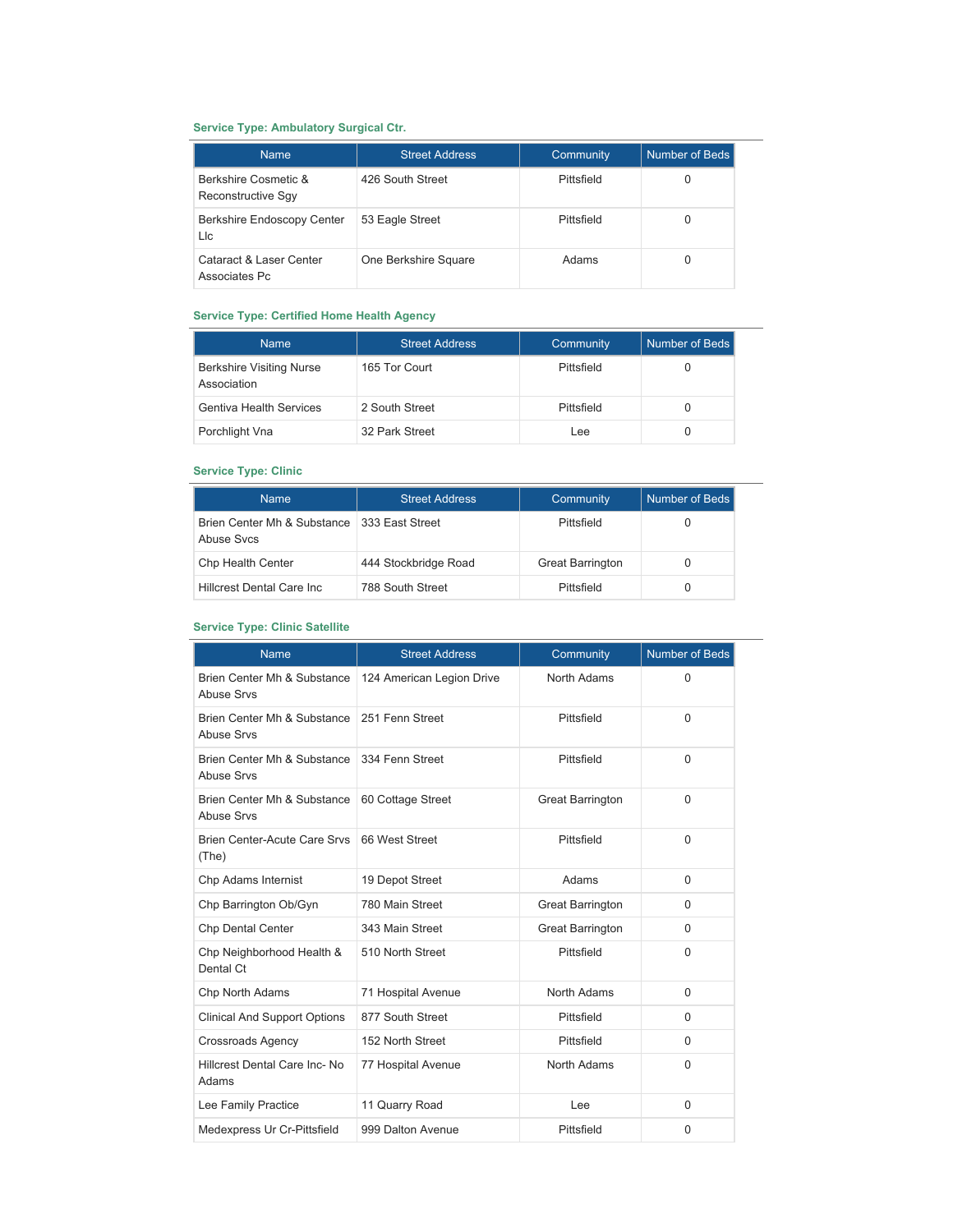### Service Type: Ambulatory Surgical Ctr.

| Name | Street Address | Community | Number of Beds |
|---|---|---|---|
| Berkshire Cosmetic & Reconstructive Sgy | 426 South Street | Pittsfield | 0 |
| Berkshire Endoscopy Center Llc | 53 Eagle Street | Pittsfield | 0 |
| Cataract & Laser Center Associates Pc | One Berkshire Square | Adams | 0 |

### Service Type: Certified Home Health Agency

| Name | Street Address | Community | Number of Beds |
|---|---|---|---|
| Berkshire Visiting Nurse Association | 165 Tor Court | Pittsfield | 0 |
| Gentiva Health Services | 2 South Street | Pittsfield | 0 |
| Porchlight Vna | 32 Park Street | Lee | 0 |

### Service Type: Clinic

| Name | Street Address | Community | Number of Beds |
|---|---|---|---|
| Brien Center Mh & Substance Abuse Svcs | 333 East Street | Pittsfield | 0 |
| Chp Health Center | 444 Stockbridge Road | Great Barrington | 0 |
| Hillcrest Dental Care Inc | 788 South Street | Pittsfield | 0 |

### Service Type: Clinic Satellite

| Name | Street Address | Community | Number of Beds |
|---|---|---|---|
| Brien Center Mh & Substance Abuse Srvs | 124 American Legion Drive | North Adams | 0 |
| Brien Center Mh & Substance Abuse Srvs | 251 Fenn Street | Pittsfield | 0 |
| Brien Center Mh & Substance Abuse Srvs | 334 Fenn Street | Pittsfield | 0 |
| Brien Center Mh & Substance Abuse Srvs | 60 Cottage Street | Great Barrington | 0 |
| Brien Center-Acute Care Srvs (The) | 66 West Street | Pittsfield | 0 |
| Chp Adams Internist | 19 Depot Street | Adams | 0 |
| Chp Barrington Ob/Gyn | 780 Main Street | Great Barrington | 0 |
| Chp Dental Center | 343 Main Street | Great Barrington | 0 |
| Chp Neighborhood Health & Dental Ct | 510 North Street | Pittsfield | 0 |
| Chp North Adams | 71 Hospital Avenue | North Adams | 0 |
| Clinical And Support Options | 877 South Street | Pittsfield | 0 |
| Crossroads Agency | 152 North Street | Pittsfield | 0 |
| Hillcrest Dental Care Inc- No Adams | 77 Hospital Avenue | North Adams | 0 |
| Lee Family Practice | 11 Quarry Road | Lee | 0 |
| Medexpress Ur Cr-Pittsfield | 999 Dalton Avenue | Pittsfield | 0 |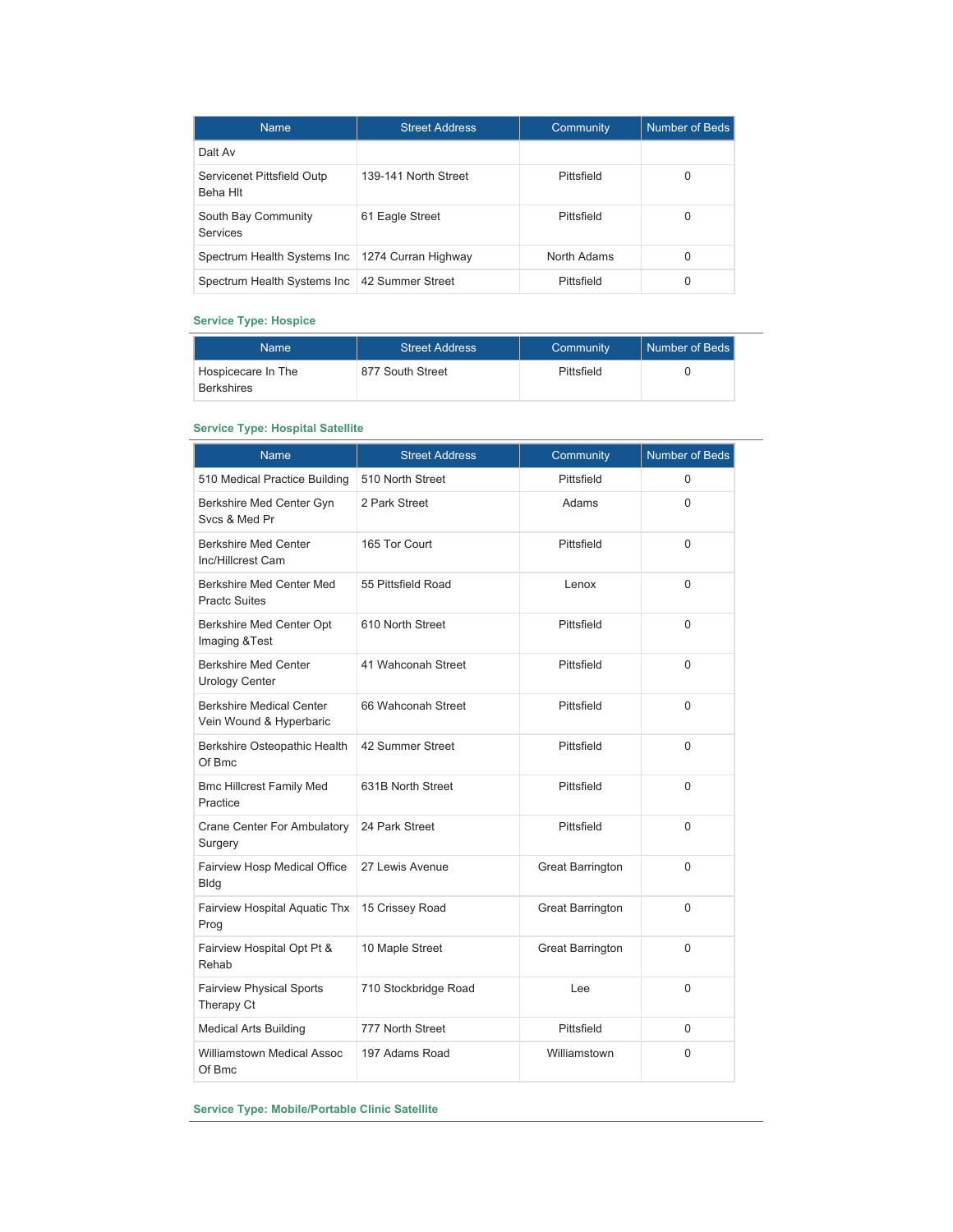| Name | Street Address | Community | Number of Beds |
|---|---|---|---|
| Dalt Av | | | |
| Servicenet Pittsfield Outp Beha Hlt | 139-141 North Street | Pittsfield | 0 |
| South Bay Community Services | 61 Eagle Street | Pittsfield | 0 |
| Spectrum Health Systems Inc | 1274 Curran Highway | North Adams | 0 |
| Spectrum Health Systems Inc | 42 Summer Street | Pittsfield | 0 |

**Service Type: Hospice**

| Name | Street Address | Community | Number of Beds |
|---|---|---|---|
| Hospicecare In The Berkshires | 877 South Street | Pittsfield | 0 |

**Service Type: Hospital Satellite**

| Name | Street Address | Community | Number of Beds |
|---|---|---|---|
| 510 Medical Practice Building | 510 North Street | Pittsfield | 0 |
| Berkshire Med Center Gyn Svcs & Med Pr | 2 Park Street | Adams | 0 |
| Berkshire Med Center Inc/Hillcrest Cam | 165 Tor Court | Pittsfield | 0 |
| Berkshire Med Center Med Practc Suites | 55 Pittsfield Road | Lenox | 0 |
| Berkshire Med Center Opt Imaging &Test | 610 North Street | Pittsfield | 0 |
| Berkshire Med Center Urology Center | 41 Wahconah Street | Pittsfield | 0 |
| Berkshire Medical Center Vein Wound & Hyperbaric | 66 Wahconah Street | Pittsfield | 0 |
| Berkshire Osteopathic Health Of Bmc | 42 Summer Street | Pittsfield | 0 |
| Bmc Hillcrest Family Med Practice | 631B North Street | Pittsfield | 0 |
| Crane Center For Ambulatory Surgery | 24 Park Street | Pittsfield | 0 |
| Fairview Hosp Medical Office Bldg | 27 Lewis Avenue | Great Barrington | 0 |
| Fairview Hospital Aquatic Thx Prog | 15 Crissey Road | Great Barrington | 0 |
| Fairview Hospital Opt Pt & Rehab | 10 Maple Street | Great Barrington | 0 |
| Fairview Physical Sports Therapy Ct | 710 Stockbridge Road | Lee | 0 |
| Medical Arts Building | 777 North Street | Pittsfield | 0 |
| Williamstown Medical Assoc Of Bmc | 197 Adams Road | Williamstown | 0 |

**Service Type: Mobile/Portable Clinic Satellite**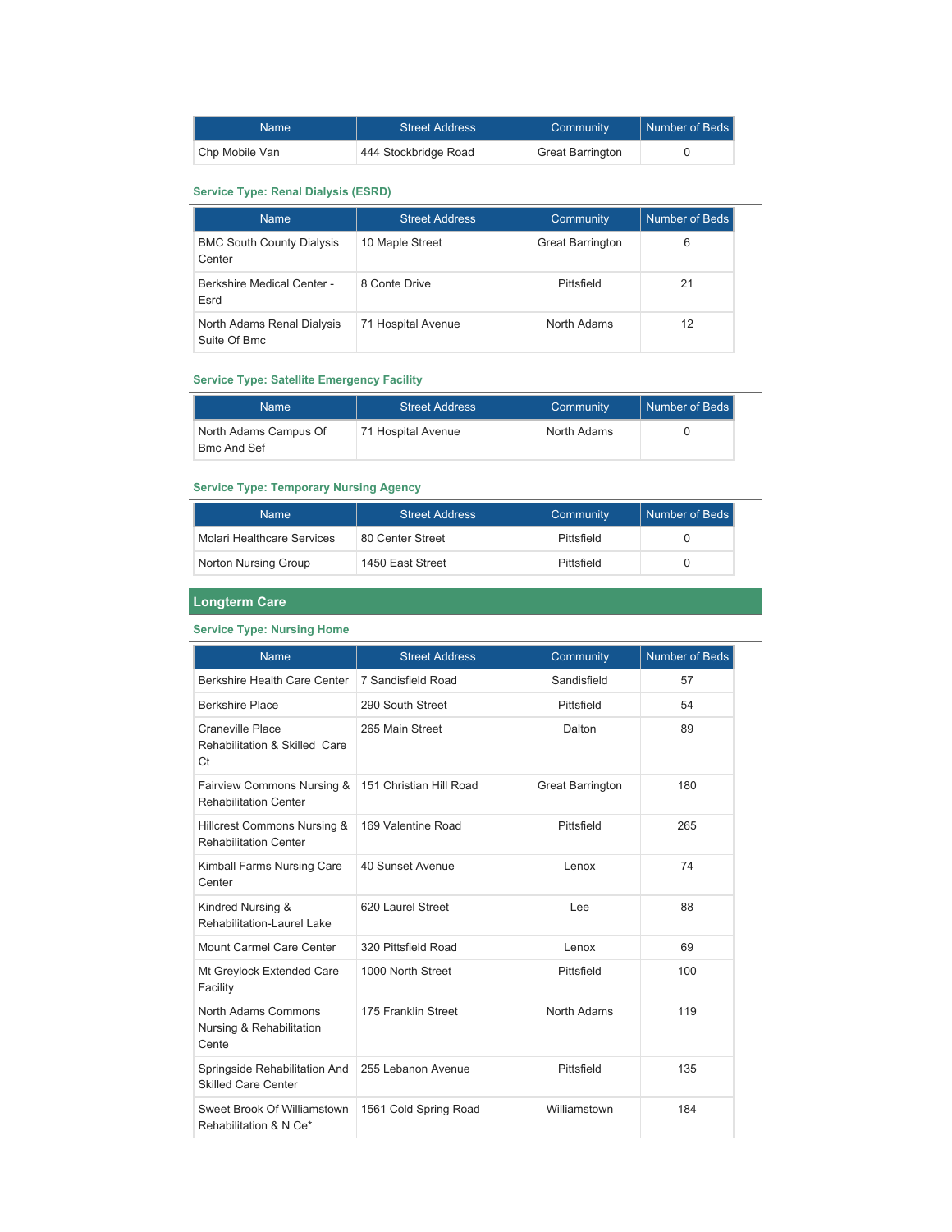| Name | Street Address | Community | Number of Beds |
| --- | --- | --- | --- |
| Chp Mobile Van | 444 Stockbridge Road | Great Barrington | 0 |

### Service Type: Renal Dialysis (ESRD)

| Name | Street Address | Community | Number of Beds |
| --- | --- | --- | --- |
| BMC South County Dialysis Center | 10 Maple Street | Great Barrington | 6 |
| Berkshire Medical Center - Esrd | 8 Conte Drive | Pittsfield | 21 |
| North Adams Renal Dialysis Suite Of Bmc | 71 Hospital Avenue | North Adams | 12 |

### Service Type: Satellite Emergency Facility

| Name | Street Address | Community | Number of Beds |
| --- | --- | --- | --- |
| North Adams Campus Of Bmc And Sef | 71 Hospital Avenue | North Adams | 0 |

### Service Type: Temporary Nursing Agency

| Name | Street Address | Community | Number of Beds |
| --- | --- | --- | --- |
| Molari Healthcare Services | 80 Center Street | Pittsfield | 0 |
| Norton Nursing Group | 1450 East Street | Pittsfield | 0 |

## Longterm Care

### Service Type: Nursing Home

| Name | Street Address | Community | Number of Beds |
| --- | --- | --- | --- |
| Berkshire Health Care Center | 7 Sandisfield Road | Sandisfield | 57 |
| Berkshire Place | 290 South Street | Pittsfield | 54 |
| Craneville Place Rehabilitation & Skilled Care Ct | 265 Main Street | Dalton | 89 |
| Fairview Commons Nursing & Rehabilitation Center | 151 Christian Hill Road | Great Barrington | 180 |
| Hillcrest Commons Nursing & Rehabilitation Center | 169 Valentine Road | Pittsfield | 265 |
| Kimball Farms Nursing Care Center | 40 Sunset Avenue | Lenox | 74 |
| Kindred Nursing & Rehabilitation-Laurel Lake | 620 Laurel Street | Lee | 88 |
| Mount Carmel Care Center | 320 Pittsfield Road | Lenox | 69 |
| Mt Greylock Extended Care Facility | 1000 North Street | Pittsfield | 100 |
| North Adams Commons Nursing & Rehabilitation Cente | 175 Franklin Street | North Adams | 119 |
| Springside Rehabilitation And Skilled Care Center | 255 Lebanon Avenue | Pittsfield | 135 |
| Sweet Brook Of Williamstown Rehabilitation & N Ce* | 1561 Cold Spring Road | Williamstown | 184 |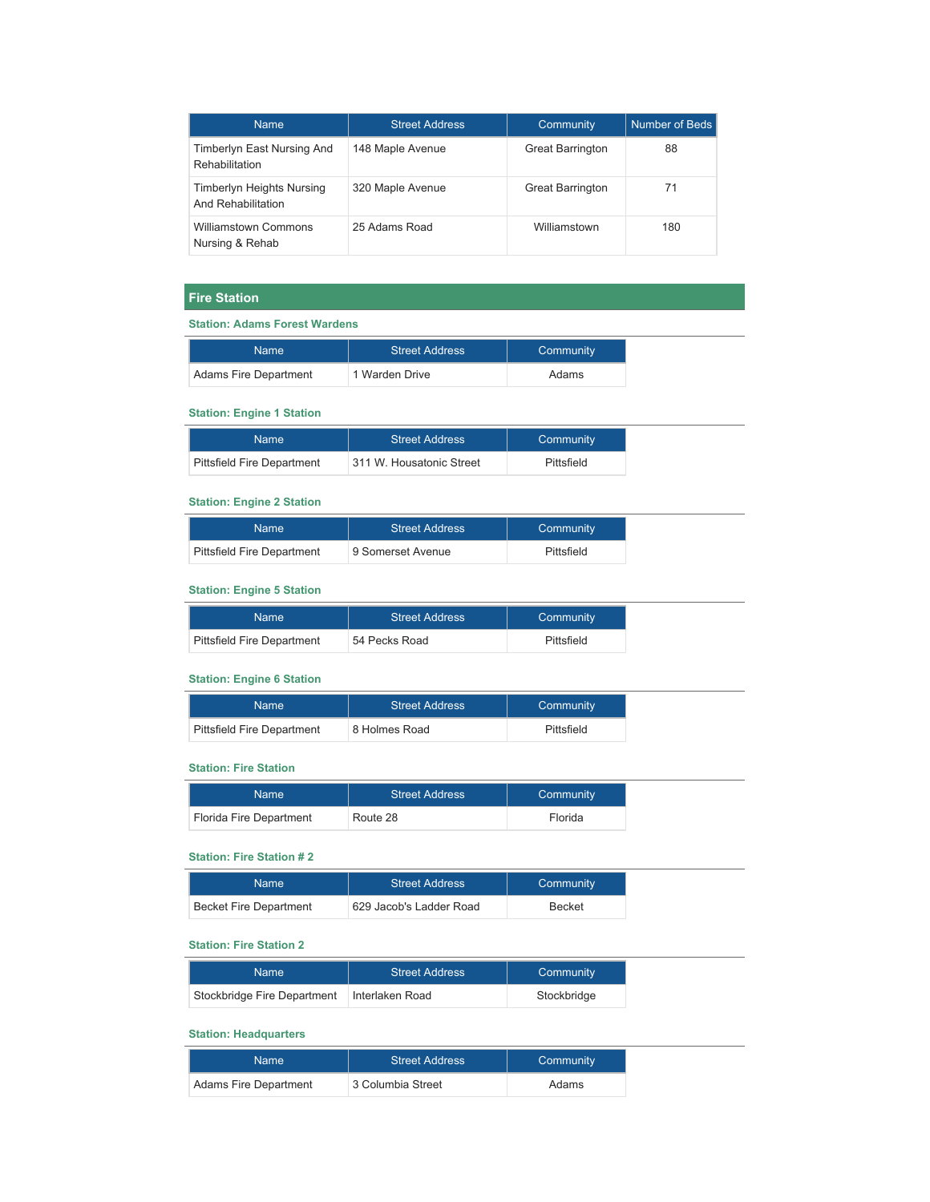| Name | Street Address | Community | Number of Beds |
| --- | --- | --- | --- |
| Timberlyn East Nursing And Rehabilitation | 148 Maple Avenue | Great Barrington | 88 |
| Timberlyn Heights Nursing And Rehabilitation | 320 Maple Avenue | Great Barrington | 71 |
| Williamstown Commons Nursing & Rehab | 25 Adams Road | Williamstown | 180 |

## Fire Station

### Station: Adams Forest Wardens

| Name | Street Address | Community |
| --- | --- | --- |
| Adams Fire Department | 1 Warden Drive | Adams |

### Station: Engine 1 Station

| Name | Street Address | Community |
| --- | --- | --- |
| Pittsfield Fire Department | 311 W. Housatonic Street | Pittsfield |

### Station: Engine 2 Station

| Name | Street Address | Community |
| --- | --- | --- |
| Pittsfield Fire Department | 9 Somerset Avenue | Pittsfield |

### Station: Engine 5 Station

| Name | Street Address | Community |
| --- | --- | --- |
| Pittsfield Fire Department | 54 Pecks Road | Pittsfield |

### Station: Engine 6 Station

| Name | Street Address | Community |
| --- | --- | --- |
| Pittsfield Fire Department | 8 Holmes Road | Pittsfield |

### Station: Fire Station

| Name | Street Address | Community |
| --- | --- | --- |
| Florida Fire Department | Route 28 | Florida |

### Station: Fire Station # 2

| Name | Street Address | Community |
| --- | --- | --- |
| Becket Fire Department | 629 Jacob's Ladder Road | Becket |

### Station: Fire Station 2

| Name | Street Address | Community |
| --- | --- | --- |
| Stockbridge Fire Department | Interlaken Road | Stockbridge |

### Station: Headquarters

| Name | Street Address | Community |
| --- | --- | --- |
| Adams Fire Department | 3 Columbia Street | Adams |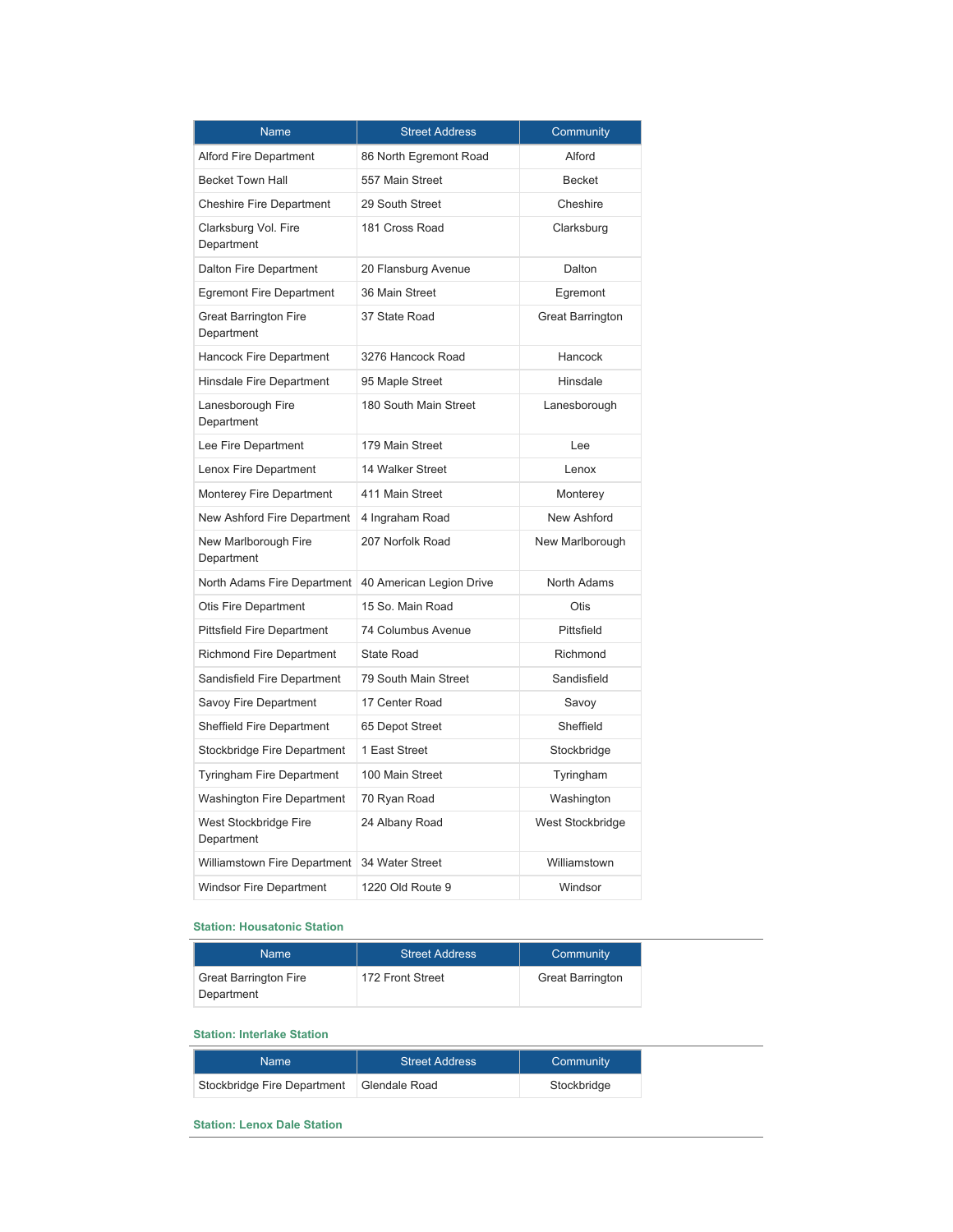| Name | Street Address | Community |
|---|---|---|
| Alford Fire Department | 86 North Egremont Road | Alford |
| Becket Town Hall | 557 Main Street | Becket |
| Cheshire Fire Department | 29 South Street | Cheshire |
| Clarksburg Vol. Fire Department | 181 Cross Road | Clarksburg |
| Dalton Fire Department | 20 Flansburg Avenue | Dalton |
| Egremont Fire Department | 36 Main Street | Egremont |
| Great Barrington Fire Department | 37 State Road | Great Barrington |
| Hancock Fire Department | 3276 Hancock Road | Hancock |
| Hinsdale Fire Department | 95 Maple Street | Hinsdale |
| Lanesborough Fire Department | 180 South Main Street | Lanesborough |
| Lee Fire Department | 179 Main Street | Lee |
| Lenox Fire Department | 14 Walker Street | Lenox |
| Monterey Fire Department | 411 Main Street | Monterey |
| New Ashford Fire Department | 4 Ingraham Road | New Ashford |
| New Marlborough Fire Department | 207 Norfolk Road | New Marlborough |
| North Adams Fire Department | 40 American Legion Drive | North Adams |
| Otis Fire Department | 15 So. Main Road | Otis |
| Pittsfield Fire Department | 74 Columbus Avenue | Pittsfield |
| Richmond Fire Department | State Road | Richmond |
| Sandisfield Fire Department | 79 South Main Street | Sandisfield |
| Savoy Fire Department | 17 Center Road | Savoy |
| Sheffield Fire Department | 65 Depot Street | Sheffield |
| Stockbridge Fire Department | 1 East Street | Stockbridge |
| Tyringham Fire Department | 100 Main Street | Tyringham |
| Washington Fire Department | 70 Ryan Road | Washington |
| West Stockbridge Fire Department | 24 Albany Road | West Stockbridge |
| Williamstown Fire Department | 34 Water Street | Williamstown |
| Windsor Fire Department | 1220 Old Route 9 | Windsor |

#### Station: Housatonic Station

| Name | Street Address | Community |
|---|---|---|
| Great Barrington Fire Department | 172 Front Street | Great Barrington |

#### Station: Interlake Station

| Name | Street Address | Community |
|---|---|---|
| Stockbridge Fire Department | Glendale Road | Stockbridge |

#### Station: Lenox Dale Station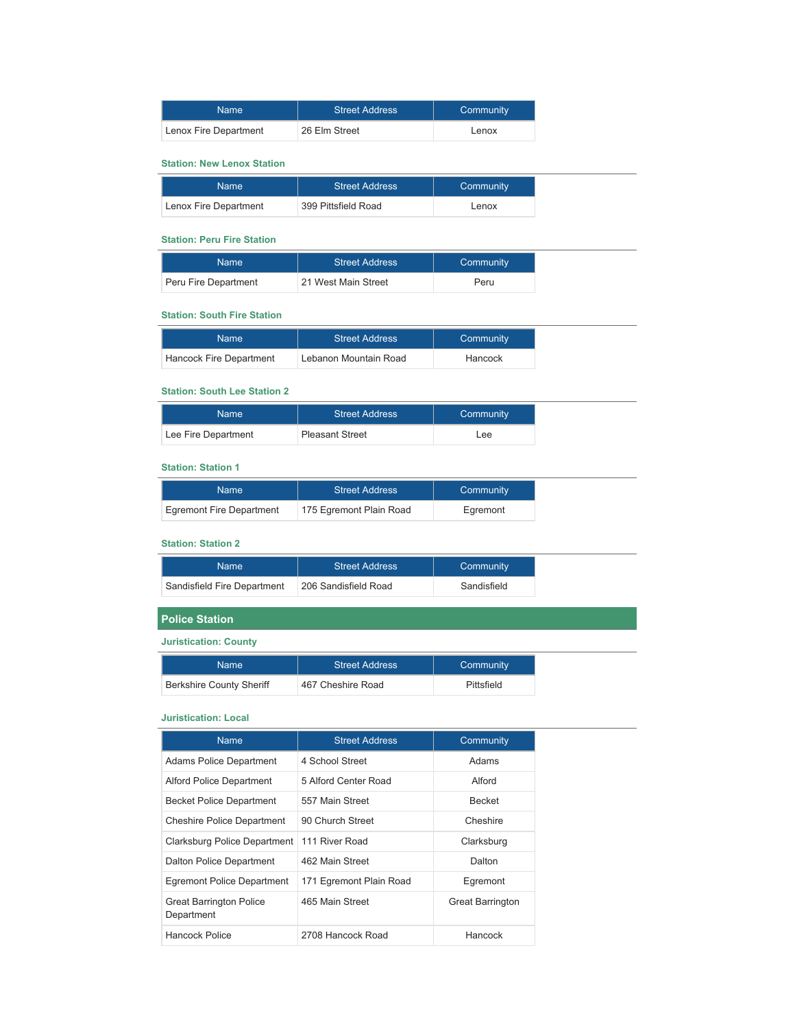| Name | Street Address | Community |
|---|---|---|
| Lenox Fire Department | 26 Elm Street | Lenox |

#### Station: New Lenox Station

| Name | Street Address | Community |
|---|---|---|
| Lenox Fire Department | 399 Pittsfield Road | Lenox |

#### Station: Peru Fire Station

| Name | Street Address | Community |
|---|---|---|
| Peru Fire Department | 21 West Main Street | Peru |

#### Station: South Fire Station

| Name | Street Address | Community |
|---|---|---|
| Hancock Fire Department | Lebanon Mountain Road | Hancock |

#### Station: South Lee Station 2

| Name | Street Address | Community |
|---|---|---|
| Lee Fire Department | Pleasant Street | Lee |

#### Station: Station 1

| Name | Street Address | Community |
|---|---|---|
| Egremont Fire Department | 175 Egremont Plain Road | Egremont |

#### Station: Station 2

| Name | Street Address | Community |
|---|---|---|
| Sandisfield Fire Department | 206 Sandisfield Road | Sandisfield |

## Police Station

#### Juristication: County

| Name | Street Address | Community |
|---|---|---|
| Berkshire County Sheriff | 467 Cheshire Road | Pittsfield |

#### Juristication: Local

| Name | Street Address | Community |
|---|---|---|
| Adams Police Department | 4 School Street | Adams |
| Alford Police Department | 5 Alford Center Road | Alford |
| Becket Police Department | 557 Main Street | Becket |
| Cheshire Police Department | 90 Church Street | Cheshire |
| Clarksburg Police Department | 111 River Road | Clarksburg |
| Dalton Police Department | 462 Main Street | Dalton |
| Egremont Police Department | 171 Egremont Plain Road | Egremont |
| Great Barrington Police Department | 465 Main Street | Great Barrington |
| Hancock Police | 2708 Hancock Road | Hancock |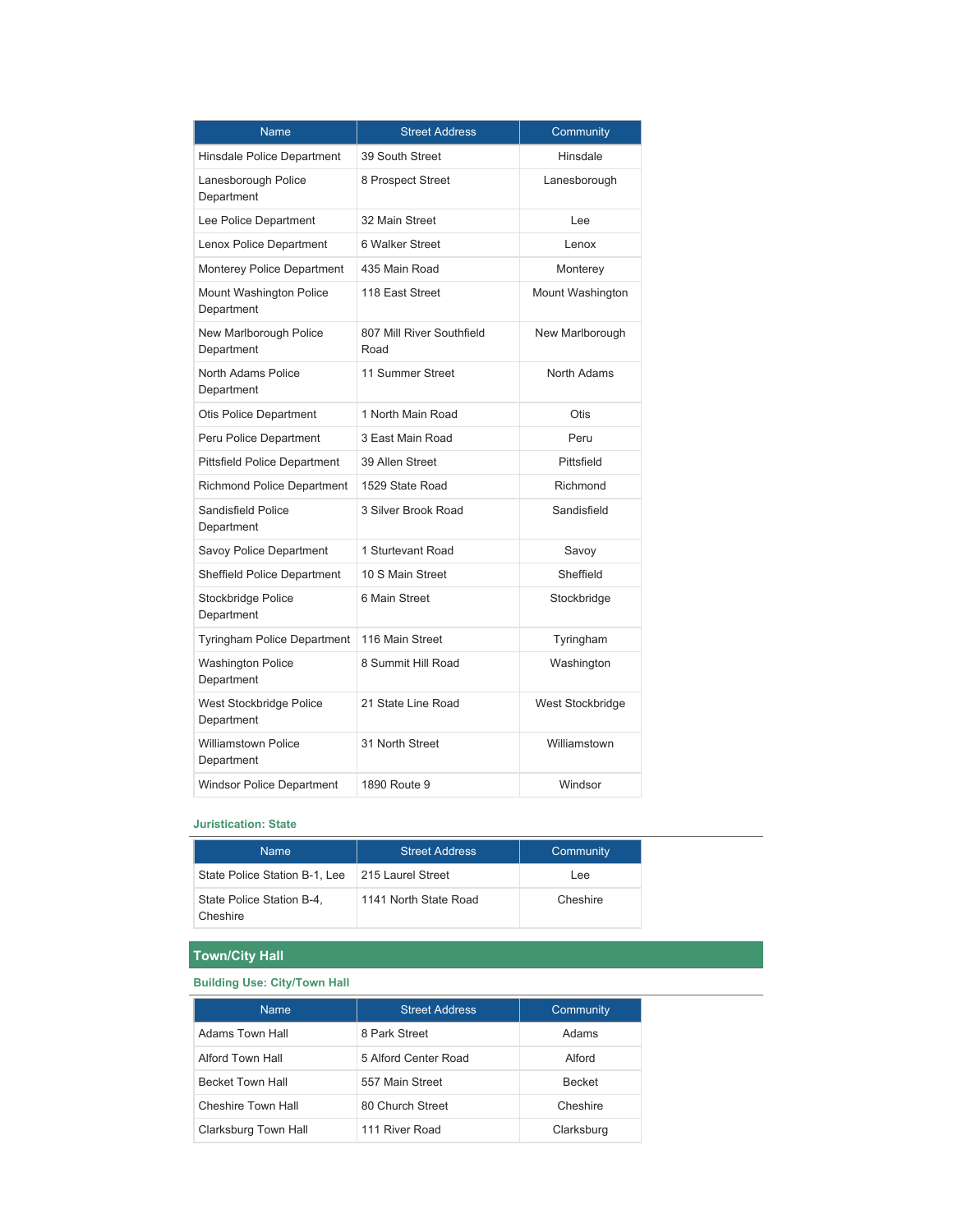| Name | Street Address | Community |
|---|---|---|
| Hinsdale Police Department | 39 South Street | Hinsdale |
| Lanesborough Police Department | 8 Prospect Street | Lanesborough |
| Lee Police Department | 32 Main Street | Lee |
| Lenox Police Department | 6 Walker Street | Lenox |
| Monterey Police Department | 435 Main Road | Monterey |
| Mount Washington Police Department | 118 East Street | Mount Washington |
| New Marlborough Police Department | 807 Mill River Southfield Road | New Marlborough |
| North Adams Police Department | 11 Summer Street | North Adams |
| Otis Police Department | 1 North Main Road | Otis |
| Peru Police Department | 3 East Main Road | Peru |
| Pittsfield Police Department | 39 Allen Street | Pittsfield |
| Richmond Police Department | 1529 State Road | Richmond |
| Sandisfield Police Department | 3 Silver Brook Road | Sandisfield |
| Savoy Police Department | 1 Sturtevant Road | Savoy |
| Sheffield Police Department | 10 S Main Street | Sheffield |
| Stockbridge Police Department | 6 Main Street | Stockbridge |
| Tyringham Police Department | 116 Main Street | Tyringham |
| Washington Police Department | 8 Summit Hill Road | Washington |
| West Stockbridge Police Department | 21 State Line Road | West Stockbridge |
| Williamstown Police Department | 31 North Street | Williamstown |
| Windsor Police Department | 1890 Route 9 | Windsor |

### Juristication: State

| Name | Street Address | Community |
|---|---|---|
| State Police Station B-1, Lee | 215 Laurel Street | Lee |
| State Police Station B-4, Cheshire | 1141 North State Road | Cheshire |

## Town/City Hall

### Building Use: City/Town Hall

| Name | Street Address | Community |
|---|---|---|
| Adams Town Hall | 8 Park Street | Adams |
| Alford Town Hall | 5 Alford Center Road | Alford |
| Becket Town Hall | 557 Main Street | Becket |
| Cheshire Town Hall | 80 Church Street | Cheshire |
| Clarksburg Town Hall | 111 River Road | Clarksburg |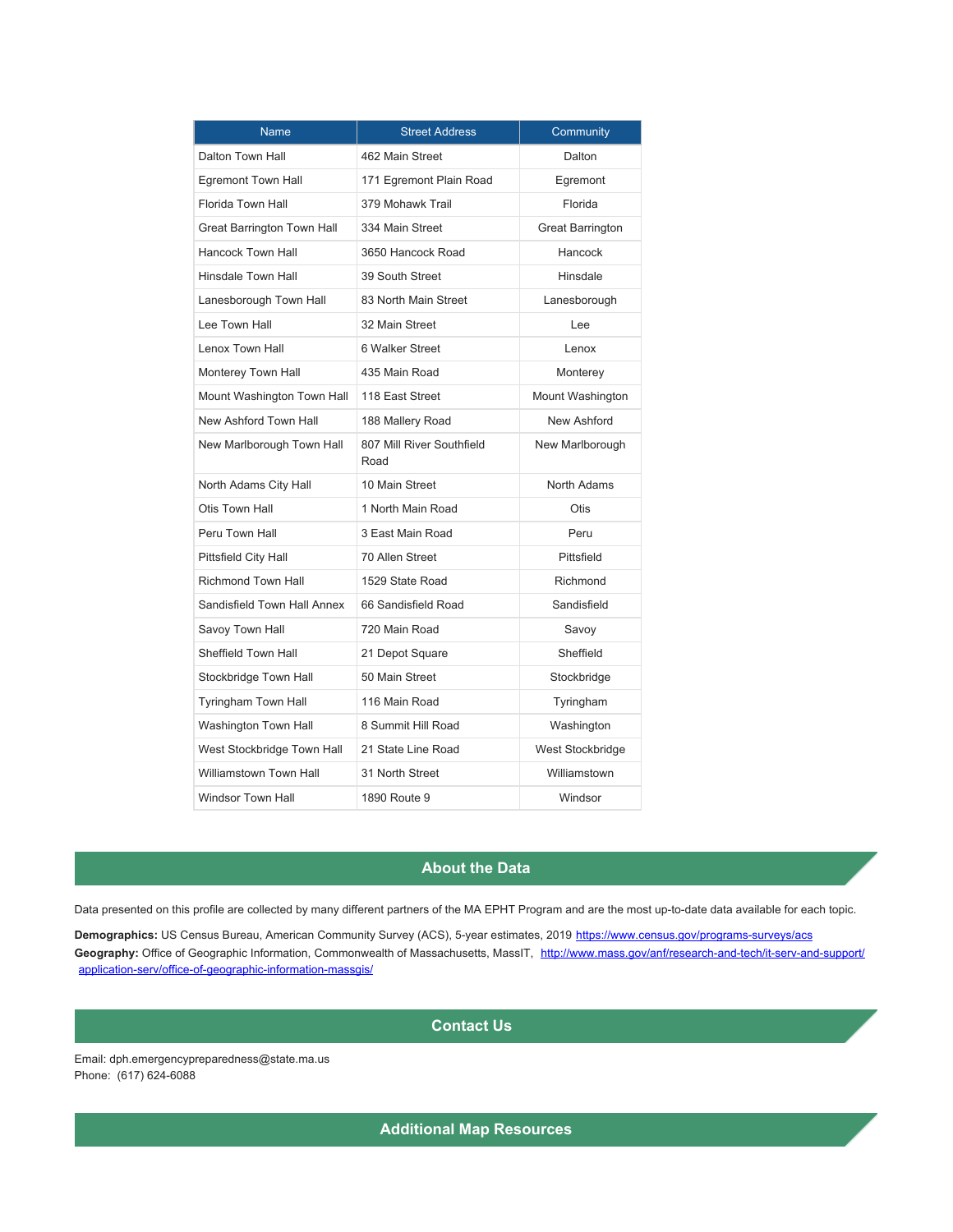| Name | Street Address | Community |
|---|---|---|
| Dalton Town Hall | 462 Main Street | Dalton |
| Egremont Town Hall | 171 Egremont Plain Road | Egremont |
| Florida Town Hall | 379 Mohawk Trail | Florida |
| Great Barrington Town Hall | 334 Main Street | Great Barrington |
| Hancock Town Hall | 3650 Hancock Road | Hancock |
| Hinsdale Town Hall | 39 South Street | Hinsdale |
| Lanesborough Town Hall | 83 North Main Street | Lanesborough |
| Lee Town Hall | 32 Main Street | Lee |
| Lenox Town Hall | 6 Walker Street | Lenox |
| Monterey Town Hall | 435 Main Road | Monterey |
| Mount Washington Town Hall | 118 East Street | Mount Washington |
| New Ashford Town Hall | 188 Mallery Road | New Ashford |
| New Marlborough Town Hall | 807 Mill River Southfield Road | New Marlborough |
| North Adams City Hall | 10 Main Street | North Adams |
| Otis Town Hall | 1 North Main Road | Otis |
| Peru Town Hall | 3 East Main Road | Peru |
| Pittsfield City Hall | 70 Allen Street | Pittsfield |
| Richmond Town Hall | 1529 State Road | Richmond |
| Sandisfield Town Hall Annex | 66 Sandisfield Road | Sandisfield |
| Savoy Town Hall | 720 Main Road | Savoy |
| Sheffield Town Hall | 21 Depot Square | Sheffield |
| Stockbridge Town Hall | 50 Main Street | Stockbridge |
| Tyringham Town Hall | 116 Main Road | Tyringham |
| Washington Town Hall | 8 Summit Hill Road | Washington |
| West Stockbridge Town Hall | 21 State Line Road | West Stockbridge |
| Williamstown Town Hall | 31 North Street | Williamstown |
| Windsor Town Hall | 1890 Route 9 | Windsor |

## About the Data

Data presented on this profile are collected by many different partners of the MA EPHT Program and are the most up-to-date data available for each topic.

**Demographics:** US Census Bureau, American Community Survey (ACS), 5-year estimates, 2019 https://www.census.gov/programs-surveys/acs
**Geography:** Office of Geographic Information, Commonwealth of Massachusetts, MassIT, http://www.mass.gov/anf/research-and-tech/it-serv-and-support/application-serv/office-of-geographic-information-massgis/

## Contact Us

Email: dph.emergencypreparedness@state.ma.us
Phone: (617) 624-6088

## Additional Map Resources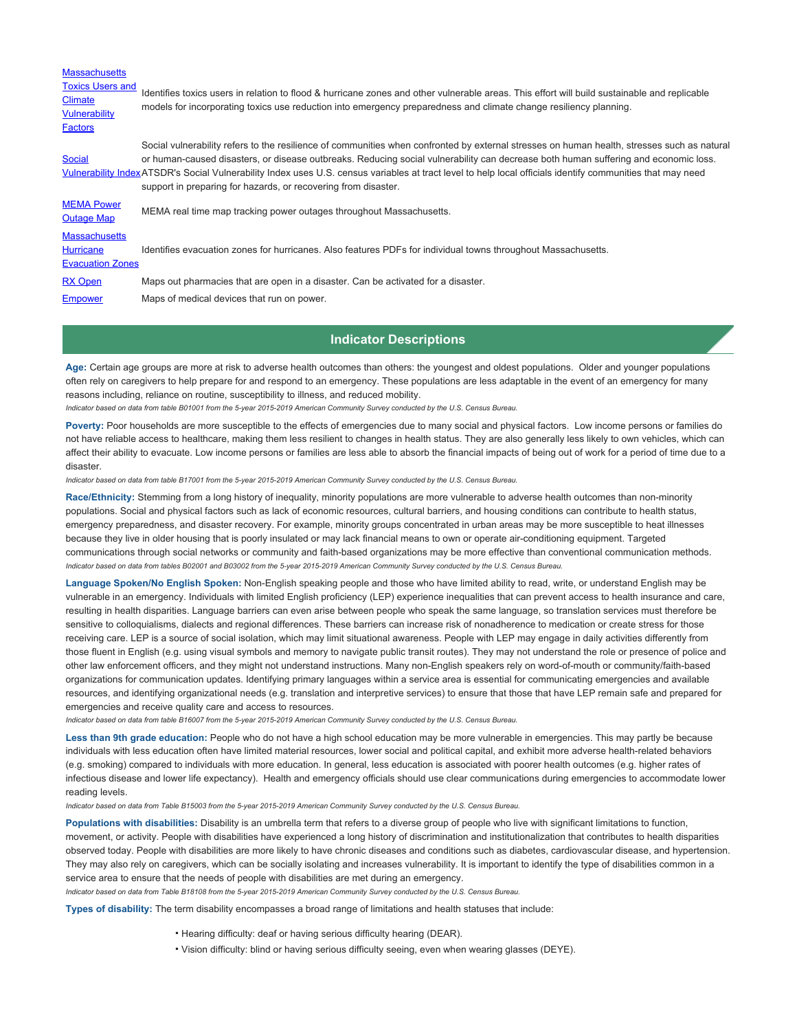| | |
|---|---|
| Massachusetts Toxics Users and Climate Vulnerability Factors | Identifies toxics users in relation to flood & hurricane zones and other vulnerable areas. This effort will build sustainable and replicable models for incorporating toxics use reduction into emergency preparedness and climate change resiliency planning. |
| Social Vulnerability Index | Social vulnerability refers to the resilience of communities when confronted by external stresses on human health, stresses such as natural or human-caused disasters, or disease outbreaks. Reducing social vulnerability can decrease both human suffering and economic loss. ATSDR's Social Vulnerability Index uses U.S. census variables at tract level to help local officials identify communities that may need support in preparing for hazards, or recovering from disaster. |
| MEMA Power Outage Map | MEMA real time map tracking power outages throughout Massachusetts. |
| Massachusetts Hurricane Evacuation Zones | Identifies evacuation zones for hurricanes. Also features PDFs for individual towns throughout Massachusetts. |
| RX Open | Maps out pharmacies that are open in a disaster. Can be activated for a disaster. |
| Empower | Maps of medical devices that run on power. |

## Indicator Descriptions

**Age:** Certain age groups are more at risk to adverse health outcomes than others: the youngest and oldest populations. Older and younger populations often rely on caregivers to help prepare for and respond to an emergency. These populations are less adaptable in the event of an emergency for many reasons including, reliance on routine, susceptibility to illness, and reduced mobility.

*Indicator based on data from table B01001 from the 5-year 2015-2019 American Community Survey conducted by the U.S. Census Bureau.*

**Poverty:** Poor households are more susceptible to the effects of emergencies due to many social and physical factors. Low income persons or families do not have reliable access to healthcare, making them less resilient to changes in health status. They are also generally less likely to own vehicles, which can affect their ability to evacuate. Low income persons or families are less able to absorb the financial impacts of being out of work for a period of time due to a disaster.

*Indicator based on data from table B17001 from the 5-year 2015-2019 American Community Survey conducted by the U.S. Census Bureau.*

**Race/Ethnicity:** Stemming from a long history of inequality, minority populations are more vulnerable to adverse health outcomes than non-minority populations. Social and physical factors such as lack of economic resources, cultural barriers, and housing conditions can contribute to health status, emergency preparedness, and disaster recovery. For example, minority groups concentrated in urban areas may be more susceptible to heat illnesses because they live in older housing that is poorly insulated or may lack financial means to own or operate air-conditioning equipment. Targeted communications through social networks or community and faith-based organizations may be more effective than conventional communication methods.

*Indicator based on data from tables B02001 and B03002 from the 5-year 2015-2019 American Community Survey conducted by the U.S. Census Bureau.*

**Language Spoken/No English Spoken:** Non-English speaking people and those who have limited ability to read, write, or understand English may be vulnerable in an emergency. Individuals with limited English proficiency (LEP) experience inequalities that can prevent access to health insurance and care, resulting in health disparities. Language barriers can even arise between people who speak the same language, so translation services must therefore be sensitive to colloquialisms, dialects and regional differences. These barriers can increase risk of nonadherence to medication or create stress for those receiving care. LEP is a source of social isolation, which may limit situational awareness. People with LEP may engage in daily activities differently from those fluent in English (e.g. using visual symbols and memory to navigate public transit routes). They may not understand the role or presence of police and other law enforcement officers, and they might not understand instructions. Many non-English speakers rely on word-of-mouth or community/faith-based organizations for communication updates. Identifying primary languages within a service area is essential for communicating emergencies and available resources, and identifying organizational needs (e.g. translation and interpretive services) to ensure that those that have LEP remain safe and prepared for emergencies and receive quality care and access to resources.

*Indicator based on data from table B16007 from the 5-year 2015-2019 American Community Survey conducted by the U.S. Census Bureau.*

**Less than 9th grade education:** People who do not have a high school education may be more vulnerable in emergencies. This may partly be because individuals with less education often have limited material resources, lower social and political capital, and exhibit more adverse health-related behaviors (e.g. smoking) compared to individuals with more education. In general, less education is associated with poorer health outcomes (e.g. higher rates of infectious disease and lower life expectancy). Health and emergency officials should use clear communications during emergencies to accommodate lower reading levels.

*Indicator based on data from Table B15003 from the 5-year 2015-2019 American Community Survey conducted by the U.S. Census Bureau.*

**Populations with disabilities:** Disability is an umbrella term that refers to a diverse group of people who live with significant limitations to function, movement, or activity. People with disabilities have experienced a long history of discrimination and institutionalization that contributes to health disparities observed today. People with disabilities are more likely to have chronic diseases and conditions such as diabetes, cardiovascular disease, and hypertension. They may also rely on caregivers, which can be socially isolating and increases vulnerability. It is important to identify the type of disabilities common in a service area to ensure that the needs of people with disabilities are met during an emergency.

*Indicator based on data from Table B18108 from the 5-year 2015-2019 American Community Survey conducted by the U.S. Census Bureau.*

**Types of disability:** The term disability encompasses a broad range of limitations and health statuses that include:

- Hearing difficulty: deaf or having serious difficulty hearing (DEAR).
- Vision difficulty: blind or having serious difficulty seeing, even when wearing glasses (DEYE).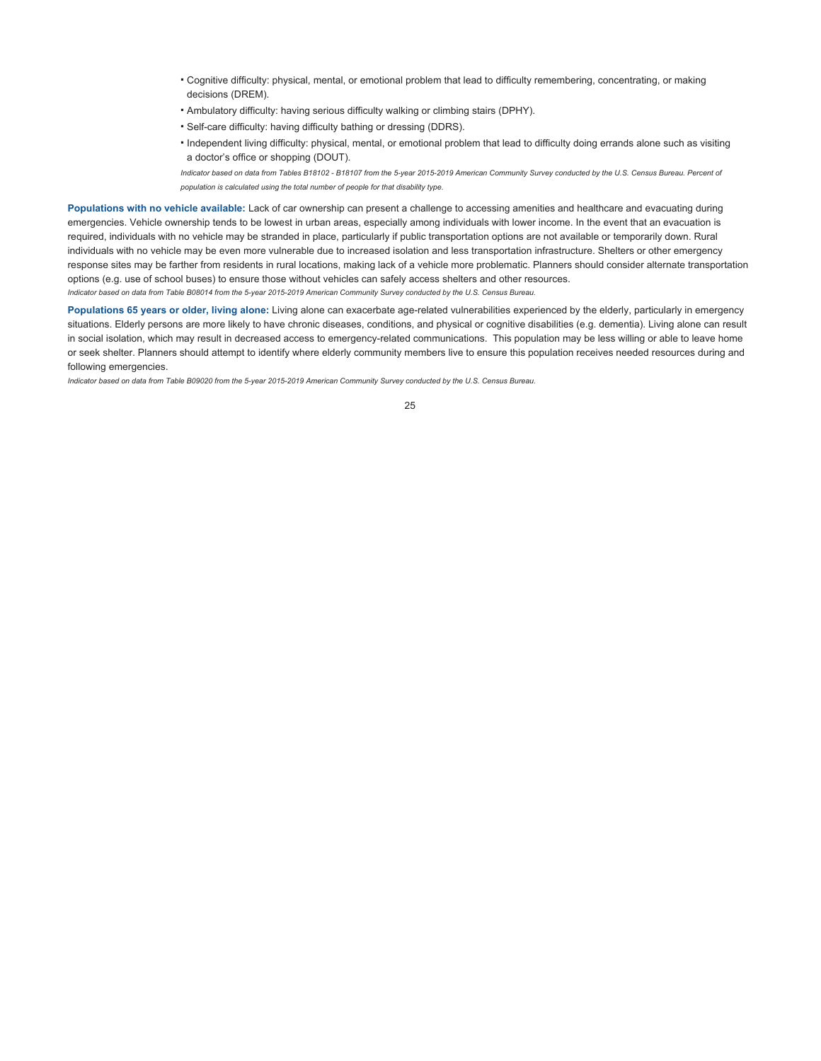- Cognitive difficulty: physical, mental, or emotional problem that lead to difficulty remembering, concentrating, or making decisions (DREM).
- Ambulatory difficulty: having serious difficulty walking or climbing stairs (DPHY).
- Self-care difficulty: having difficulty bathing or dressing (DDRS).
- Independent living difficulty: physical, mental, or emotional problem that lead to difficulty doing errands alone such as visiting a doctor's office or shopping (DOUT).

*Indicator based on data from Tables B18102 - B18107 from the 5-year 2015-2019 American Community Survey conducted by the U.S. Census Bureau. Percent of population is calculated using the total number of people for that disability type.*

**Populations with no vehicle available:** Lack of car ownership can present a challenge to accessing amenities and healthcare and evacuating during emergencies. Vehicle ownership tends to be lowest in urban areas, especially among individuals with lower income. In the event that an evacuation is required, individuals with no vehicle may be stranded in place, particularly if public transportation options are not available or temporarily down. Rural individuals with no vehicle may be even more vulnerable due to increased isolation and less transportation infrastructure. Shelters or other emergency response sites may be farther from residents in rural locations, making lack of a vehicle more problematic. Planners should consider alternate transportation options (e.g. use of school buses) to ensure those without vehicles can safely access shelters and other resources.

*Indicator based on data from Table B08014 from the 5-year 2015-2019 American Community Survey conducted by the U.S. Census Bureau.*

**Populations 65 years or older, living alone:** Living alone can exacerbate age-related vulnerabilities experienced by the elderly, particularly in emergency situations. Elderly persons are more likely to have chronic diseases, conditions, and physical or cognitive disabilities (e.g. dementia). Living alone can result in social isolation, which may result in decreased access to emergency-related communications. This population may be less willing or able to leave home or seek shelter. Planners should attempt to identify where elderly community members live to ensure this population receives needed resources during and following emergencies.

*Indicator based on data from Table B09020 from the 5-year 2015-2019 American Community Survey conducted by the U.S. Census Bureau.*